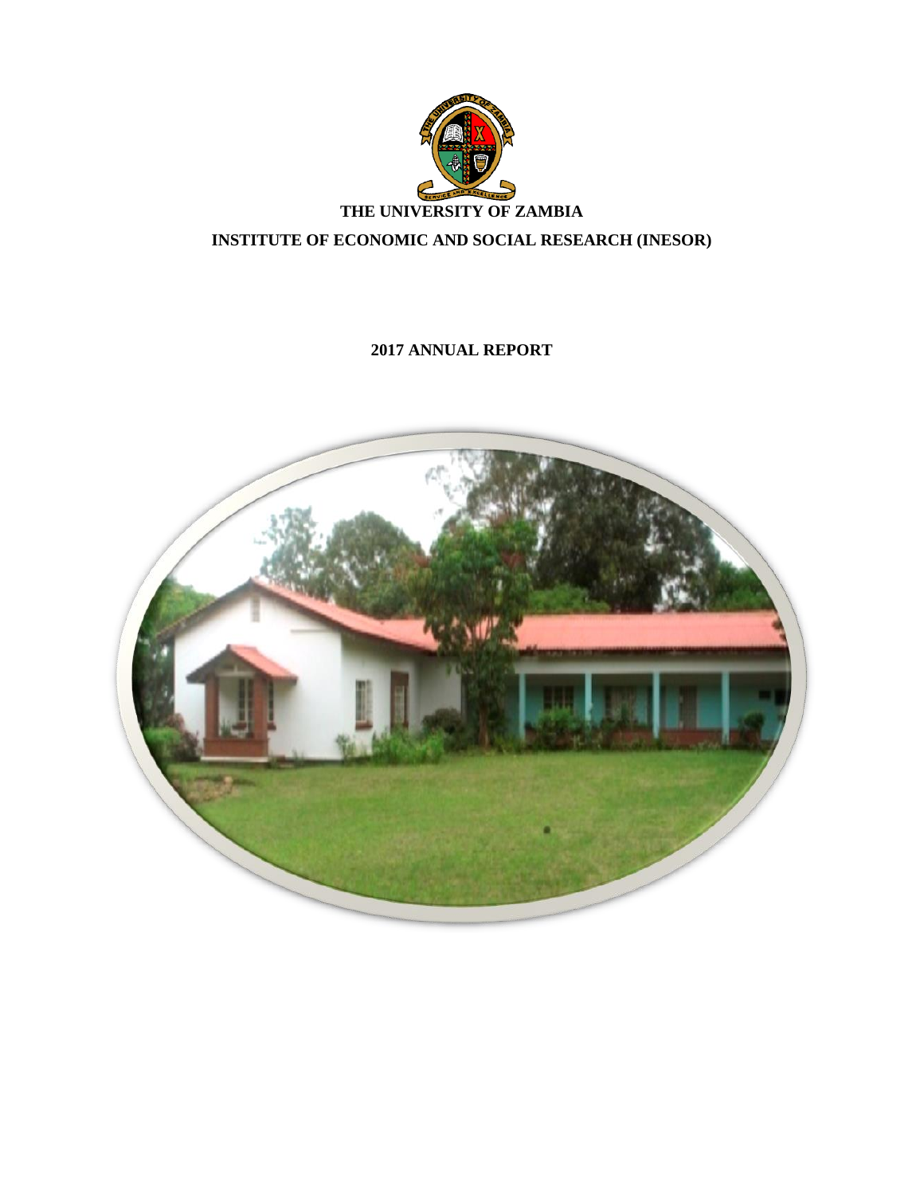# THE UNIVERSITY OF ZAMBIA

## INSTITUTE OF ECONOMIC AND SOCIAL RESEARCH (INESOR)

### 2017 ANNUAL REPORT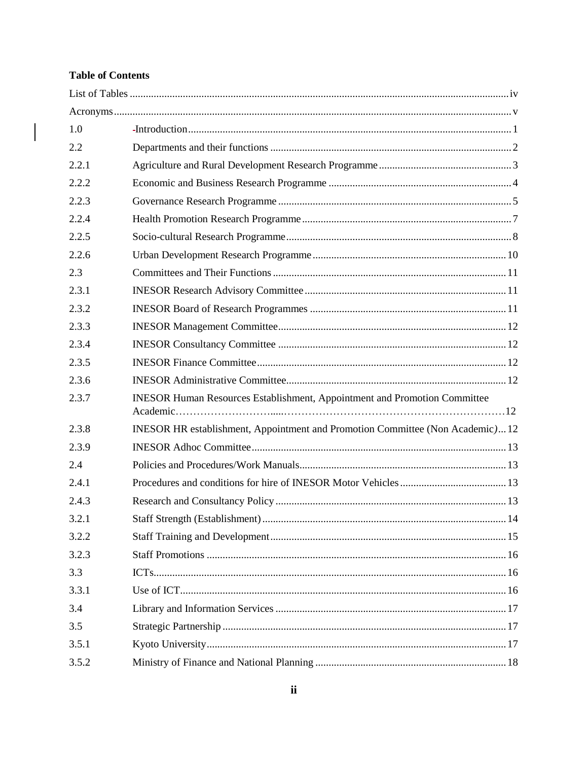**Table of Contents**

| | | |
|---|---|---|
| List of Tables | | iv |
| Acronyms | | v |
| 1.0 | Introduction | 1 |
| 2.2 | Departments and their functions | 2 |
| 2.2.1 | Agriculture and Rural Development Research Programme | 3 |
| 2.2.2 | Economic and Business Research Programme | 4 |
| 2.2.3 | Governance Research Programme | 5 |
| 2.2.4 | Health Promotion Research Programme | 7 |
| 2.2.5 | Socio-cultural Research Programme | 8 |
| 2.2.6 | Urban Development Research Programme | 10 |
| 2.3 | Committees and Their Functions | 11 |
| 2.3.1 | INESOR Research Advisory Committee | 11 |
| 2.3.2 | INESOR Board of Research Programmes | 11 |
| 2.3.3 | INESOR Management Committee | 12 |
| 2.3.4 | INESOR Consultancy Committee | 12 |
| 2.3.5 | INESOR Finance Committee | 12 |
| 2.3.6 | INESOR Administrative Committee | 12 |
| 2.3.7 | INESOR Human Resources Establishment, Appointment and Promotion Committee Academic | 12 |
| 2.3.8 | INESOR HR establishment, Appointment and Promotion Committee (Non Academic) | 12 |
| 2.3.9 | INESOR Adhoc Committee | 13 |
| 2.4 | Policies and Procedures/Work Manuals | 13 |
| 2.4.1 | Procedures and conditions for hire of INESOR Motor Vehicles | 13 |
| 2.4.3 | Research and Consultancy Policy | 13 |
| 3.2.1 | Staff Strength (Establishment) | 14 |
| 3.2.2 | Staff Training and Development | 15 |
| 3.2.3 | Staff Promotions | 16 |
| 3.3 | ICTs | 16 |
| 3.3.1 | Use of ICT | 16 |
| 3.4 | Library and Information Services | 17 |
| 3.5 | Strategic Partnership | 17 |
| 3.5.1 | Kyoto University | 17 |
| 3.5.2 | Ministry of Finance and National Planning | 18 |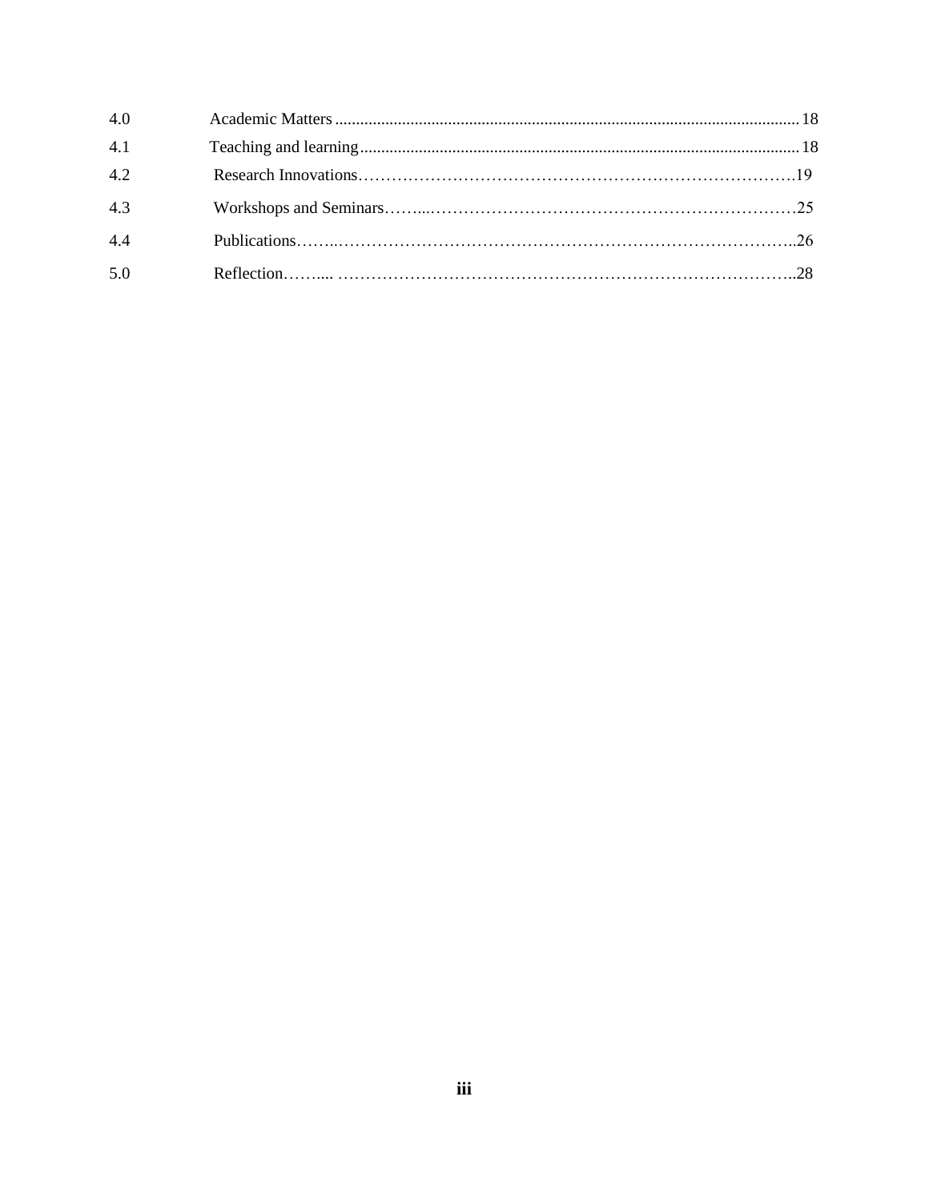| | | |
|---|---|---|
| 4.0 | Academic Matters | 18 |
| 4.1 | Teaching and learning | 18 |
| 4.2 | Research Innovations | 19 |
| 4.3 | Workshops and Seminars | 25 |
| 4.4 | Publications | 26 |
| 5.0 | Reflection | 28 |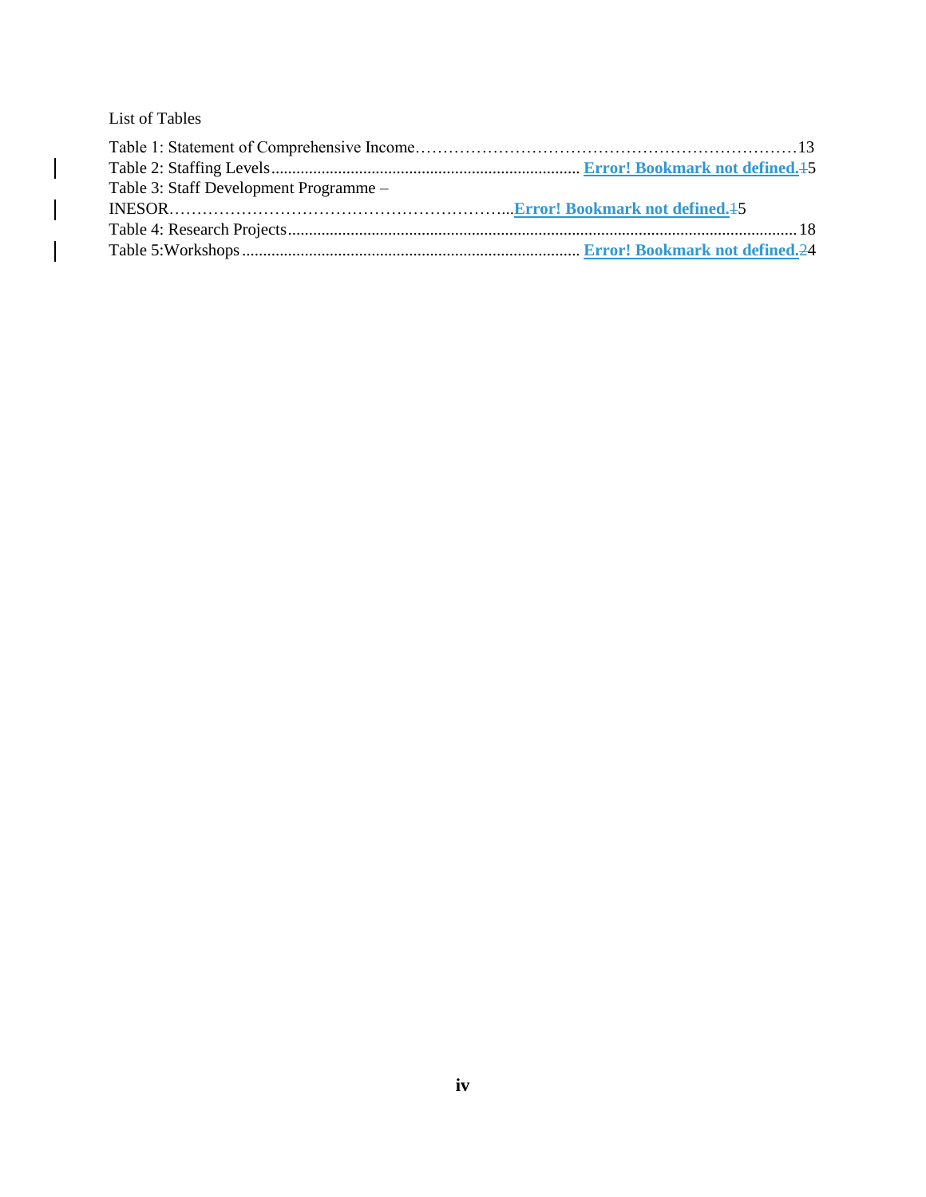List of Tables

Table 1: Statement of Comprehensive Income……………………………………………………………13
Table 2: Staffing Levels.......................................................................... Error! Bookmark not defined.15
Table 3: Staff Development Programme –
INESOR………………………………………………………..Error! Bookmark not defined.15
Table 4: Research Projects........................................................................................................................ 18
Table 5:Workshops ................................................................................. Error! Bookmark not defined.24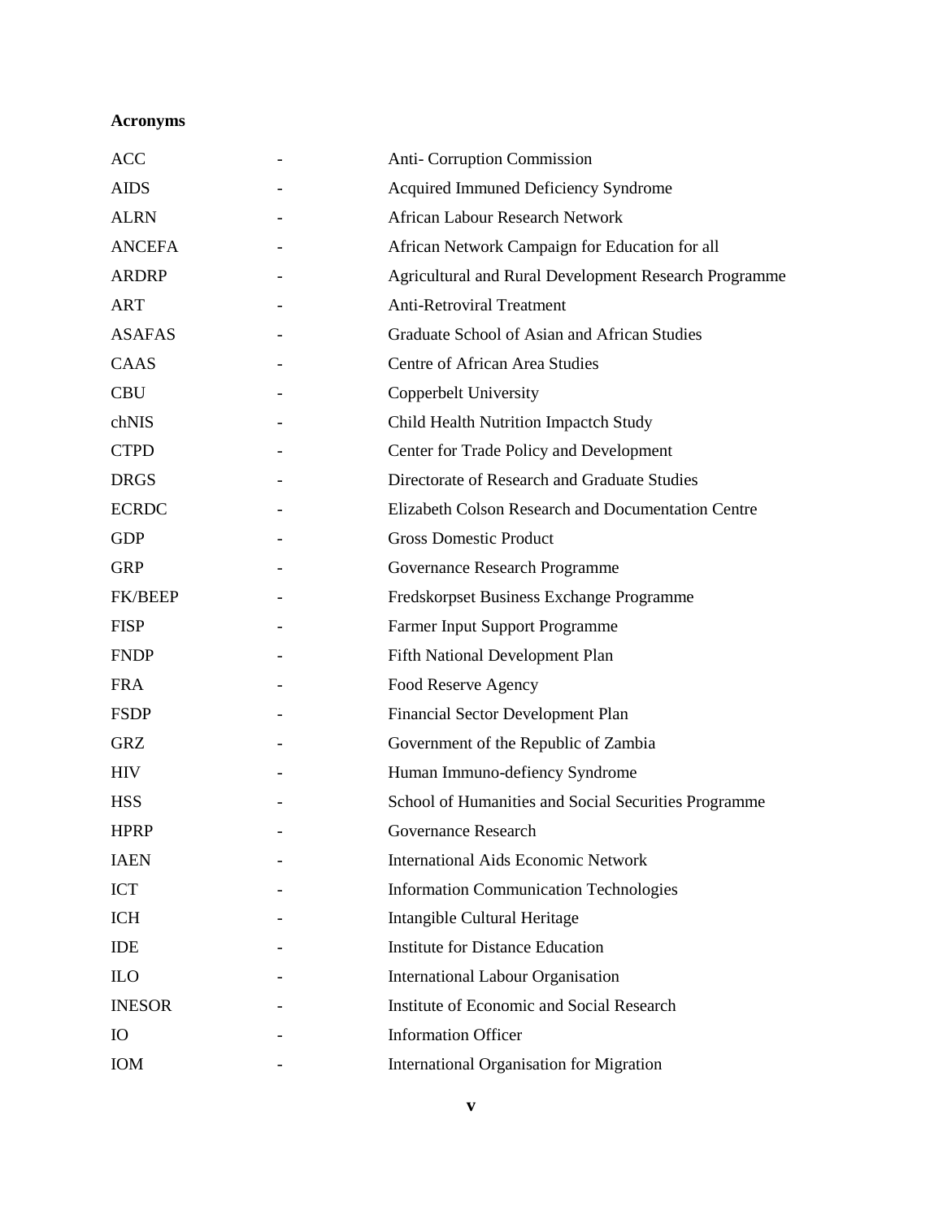**Acronyms**

| | | |
|---|---|---|
| ACC | - | Anti- Corruption Commission |
| AIDS | - | Acquired Immuned Deficiency Syndrome |
| ALRN | - | African Labour Research Network |
| ANCEFA | - | African Network Campaign for Education for all |
| ARDRP | - | Agricultural and Rural Development Research Programme |
| ART | - | Anti-Retroviral Treatment |
| ASAFAS | - | Graduate School of Asian and African Studies |
| CAAS | - | Centre of African Area Studies |
| CBU | - | Copperbelt University |
| chNIS | - | Child Health Nutrition Impactch Study |
| CTPD | - | Center for Trade Policy and Development |
| DRGS | - | Directorate of Research and Graduate Studies |
| ECRDC | - | Elizabeth Colson Research and Documentation Centre |
| GDP | - | Gross Domestic Product |
| GRP | - | Governance Research Programme |
| FK/BEEP | - | Fredskorpset Business Exchange Programme |
| FISP | - | Farmer Input Support Programme |
| FNDP | - | Fifth National Development Plan |
| FRA | - | Food Reserve Agency |
| FSDP | - | Financial Sector Development Plan |
| GRZ | - | Government of the Republic of Zambia |
| HIV | - | Human Immuno-defiency Syndrome |
| HSS | - | School of Humanities and Social Securities Programme |
| HPRP | - | Governance Research |
| IAEN | - | International Aids Economic Network |
| ICT | - | Information Communication Technologies |
| ICH | - | Intangible Cultural Heritage |
| IDE | - | Institute for Distance Education |
| ILO | - | International Labour Organisation |
| INESOR | - | Institute of Economic and Social Research |
| IO | - | Information Officer |
| IOM | - | International Organisation for Migration |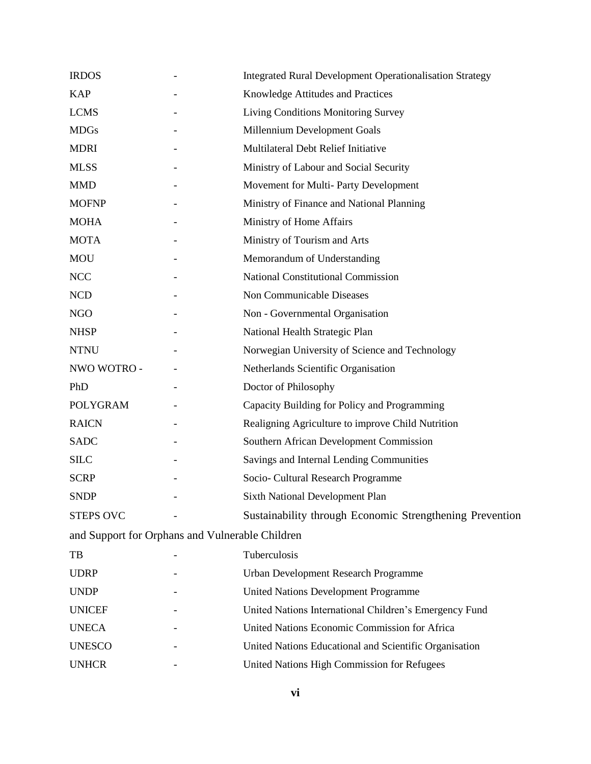| | | |
|---|---|---|
| IRDOS | - | Integrated Rural Development Operationalisation Strategy |
| KAP | - | Knowledge Attitudes and Practices |
| LCMS | - | Living Conditions Monitoring Survey |
| MDGs | - | Millennium Development Goals |
| MDRI | - | Multilateral Debt Relief Initiative |
| MLSS | - | Ministry of Labour and Social Security |
| MMD | - | Movement for Multi- Party Development |
| MOFNP | - | Ministry of Finance and National Planning |
| MOHA | - | Ministry of Home Affairs |
| MOTA | - | Ministry of Tourism and Arts |
| MOU | - | Memorandum of Understanding |
| NCC | - | National Constitutional Commission |
| NCD | - | Non Communicable Diseases |
| NGO | - | Non - Governmental Organisation |
| NHSP | - | National Health Strategic Plan |
| NTNU | - | Norwegian University of Science and Technology |
| NWO WOTRO - | - | Netherlands Scientific Organisation |
| PhD | - | Doctor of Philosophy |
| POLYGRAM | - | Capacity Building for Policy and Programming |
| RAICN | - | Realigning Agriculture to improve Child Nutrition |
| SADC | - | Southern African Development Commission |
| SILC | - | Savings and Internal Lending Communities |
| SCRP | - | Socio- Cultural Research Programme |
| SNDP | - | Sixth National Development Plan |
| STEPS OVC | - | Sustainability through Economic Strengthening Prevention and Support for Orphans and Vulnerable Children |
| TB | - | Tuberculosis |
| UDRP | - | Urban Development Research Programme |
| UNDP | - | United Nations Development Programme |
| UNICEF | - | United Nations International Children's Emergency Fund |
| UNECA | - | United Nations Economic Commission for Africa |
| UNESCO | - | United Nations Educational and Scientific Organisation |
| UNHCR | - | United Nations High Commission for Refugees |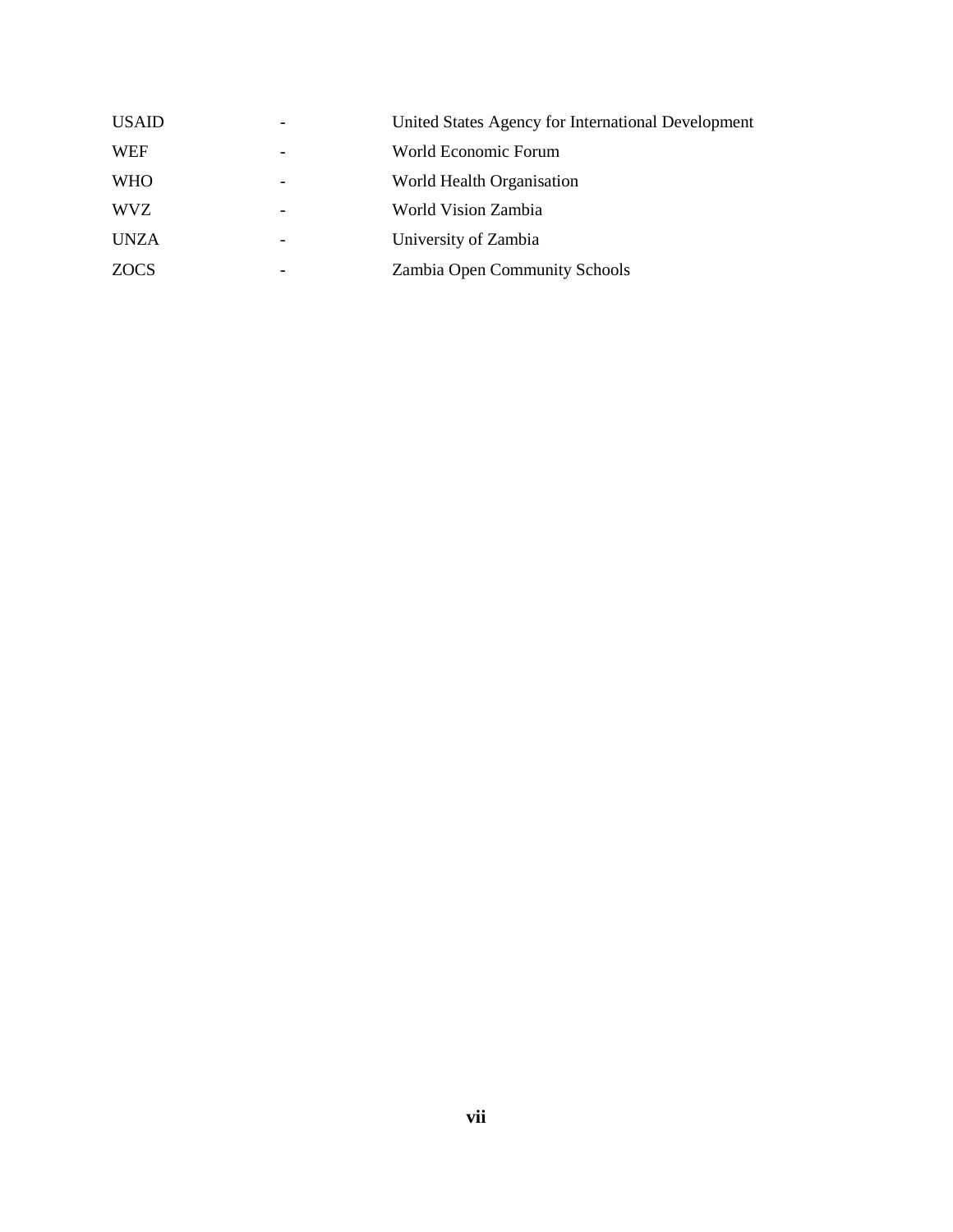| | | |
|---|---|---|
| USAID | - | United States Agency for International Development |
| WEF | - | World Economic Forum |
| WHO | - | World Health Organisation |
| WVZ | - | World Vision Zambia |
| UNZA | - | University of Zambia |
| ZOCS | - | Zambia Open Community Schools |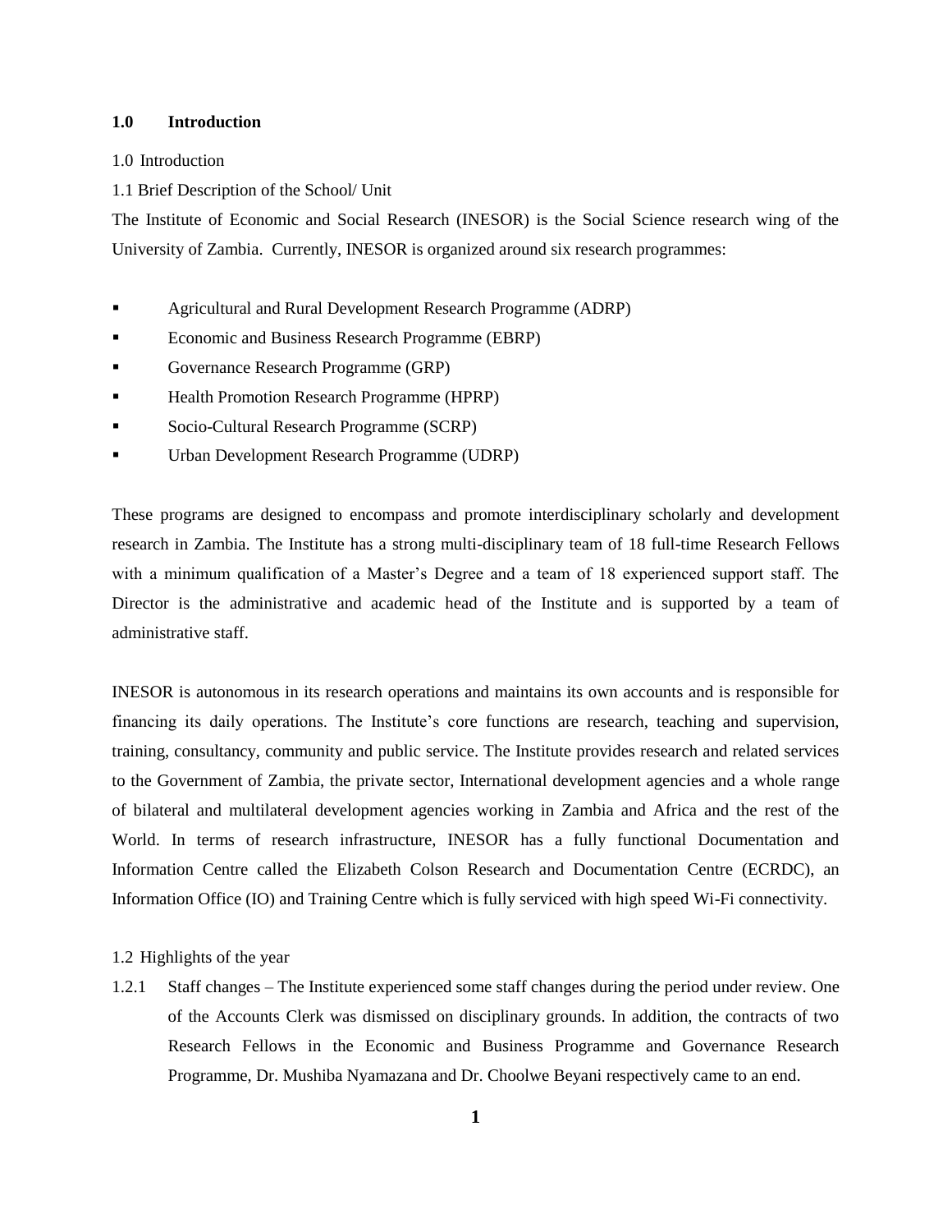## 1.0 Introduction

1.0 Introduction

1.1 Brief Description of the School/ Unit

The Institute of Economic and Social Research (INESOR) is the Social Science research wing of the University of Zambia. Currently, INESOR is organized around six research programmes:

- Agricultural and Rural Development Research Programme (ADRP)
- Economic and Business Research Programme (EBRP)
- Governance Research Programme (GRP)
- Health Promotion Research Programme (HPRP)
- Socio-Cultural Research Programme (SCRP)
- Urban Development Research Programme (UDRP)

These programs are designed to encompass and promote interdisciplinary scholarly and development research in Zambia. The Institute has a strong multi-disciplinary team of 18 full-time Research Fellows with a minimum qualification of a Master's Degree and a team of 18 experienced support staff. The Director is the administrative and academic head of the Institute and is supported by a team of administrative staff.

INESOR is autonomous in its research operations and maintains its own accounts and is responsible for financing its daily operations. The Institute's core functions are research, teaching and supervision, training, consultancy, community and public service. The Institute provides research and related services to the Government of Zambia, the private sector, International development agencies and a whole range of bilateral and multilateral development agencies working in Zambia and Africa and the rest of the World. In terms of research infrastructure, INESOR has a fully functional Documentation and Information Centre called the Elizabeth Colson Research and Documentation Centre (ECRDC), an Information Office (IO) and Training Centre which is fully serviced with high speed Wi-Fi connectivity.

1.2 Highlights of the year

1.2.1 Staff changes – The Institute experienced some staff changes during the period under review. One of the Accounts Clerk was dismissed on disciplinary grounds. In addition, the contracts of two Research Fellows in the Economic and Business Programme and Governance Research Programme, Dr. Mushiba Nyamazana and Dr. Choolwe Beyani respectively came to an end.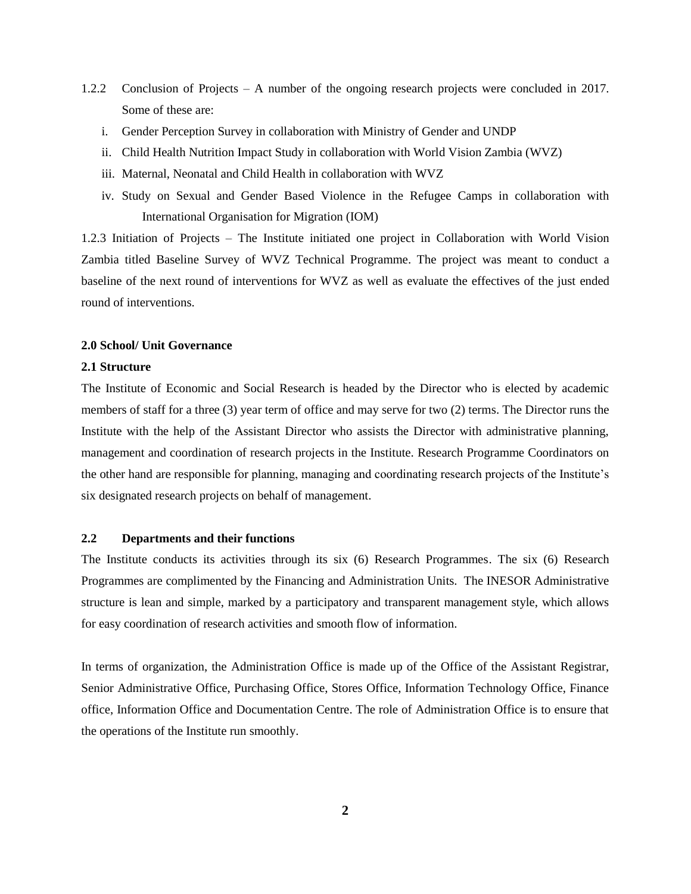1.2.2 Conclusion of Projects – A number of the ongoing research projects were concluded in 2017. Some of these are:

i. Gender Perception Survey in collaboration with Ministry of Gender and UNDP
ii. Child Health Nutrition Impact Study in collaboration with World Vision Zambia (WVZ)
iii. Maternal, Neonatal and Child Health in collaboration with WVZ
iv. Study on Sexual and Gender Based Violence in the Refugee Camps in collaboration with International Organisation for Migration (IOM)

1.2.3 Initiation of Projects – The Institute initiated one project in Collaboration with World Vision Zambia titled Baseline Survey of WVZ Technical Programme. The project was meant to conduct a baseline of the next round of interventions for WVZ as well as evaluate the effectives of the just ended round of interventions.

## 2.0 School/ Unit Governance

### 2.1 Structure

The Institute of Economic and Social Research is headed by the Director who is elected by academic members of staff for a three (3) year term of office and may serve for two (2) terms. The Director runs the Institute with the help of the Assistant Director who assists the Director with administrative planning, management and coordination of research projects in the Institute. Research Programme Coordinators on the other hand are responsible for planning, managing and coordinating research projects of the Institute's six designated research projects on behalf of management.

### 2.2 Departments and their functions

The Institute conducts its activities through its six (6) Research Programmes. The six (6) Research Programmes are complimented by the Financing and Administration Units. The INESOR Administrative structure is lean and simple, marked by a participatory and transparent management style, which allows for easy coordination of research activities and smooth flow of information.

In terms of organization, the Administration Office is made up of the Office of the Assistant Registrar, Senior Administrative Office, Purchasing Office, Stores Office, Information Technology Office, Finance office, Information Office and Documentation Centre. The role of Administration Office is to ensure that the operations of the Institute run smoothly.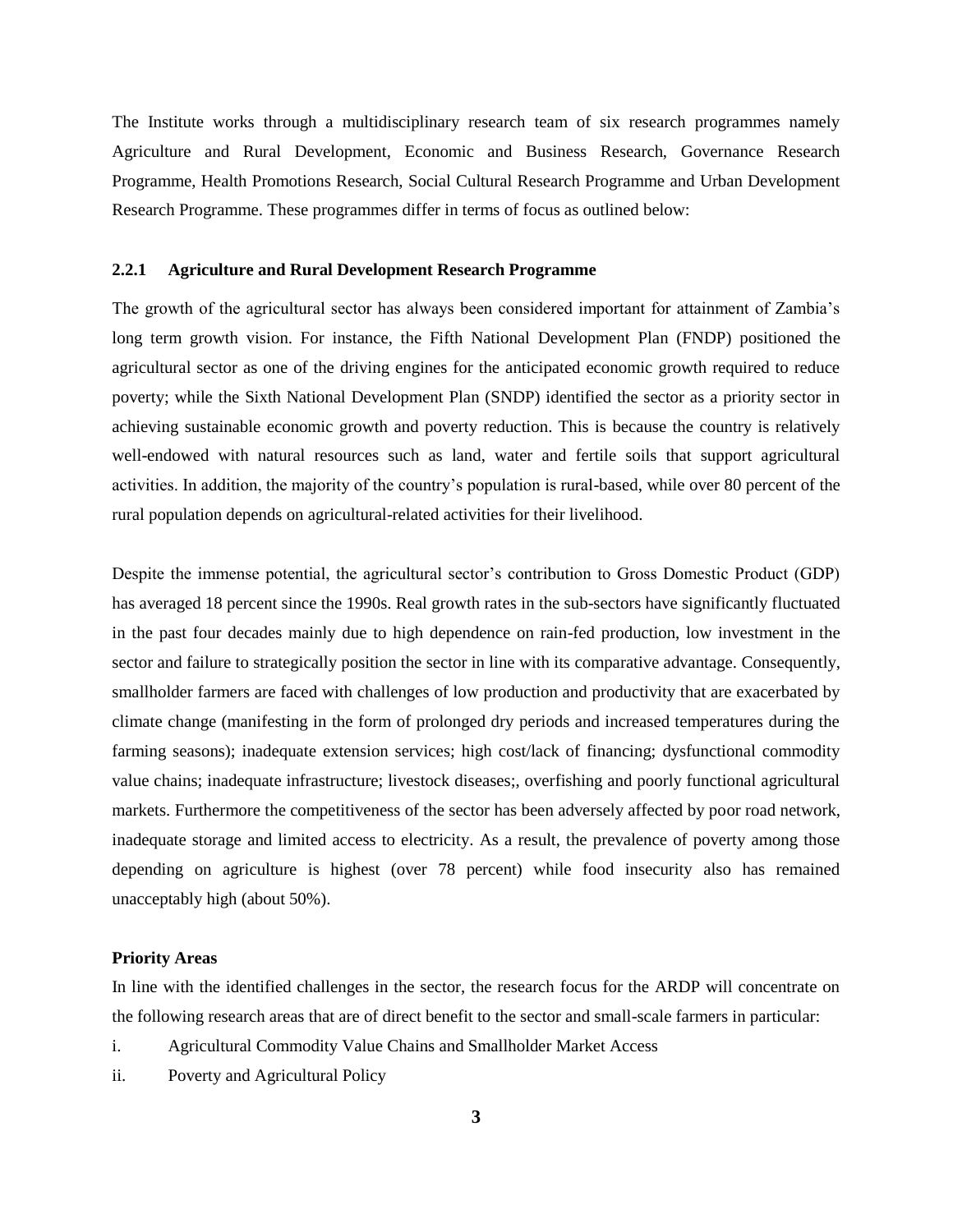The Institute works through a multidisciplinary research team of six research programmes namely Agriculture and Rural Development, Economic and Business Research, Governance Research Programme, Health Promotions Research, Social Cultural Research Programme and Urban Development Research Programme. These programmes differ in terms of focus as outlined below:

### 2.2.1 Agriculture and Rural Development Research Programme

The growth of the agricultural sector has always been considered important for attainment of Zambia's long term growth vision. For instance, the Fifth National Development Plan (FNDP) positioned the agricultural sector as one of the driving engines for the anticipated economic growth required to reduce poverty; while the Sixth National Development Plan (SNDP) identified the sector as a priority sector in achieving sustainable economic growth and poverty reduction. This is because the country is relatively well-endowed with natural resources such as land, water and fertile soils that support agricultural activities. In addition, the majority of the country's population is rural-based, while over 80 percent of the rural population depends on agricultural-related activities for their livelihood.

Despite the immense potential, the agricultural sector's contribution to Gross Domestic Product (GDP) has averaged 18 percent since the 1990s. Real growth rates in the sub-sectors have significantly fluctuated in the past four decades mainly due to high dependence on rain-fed production, low investment in the sector and failure to strategically position the sector in line with its comparative advantage. Consequently, smallholder farmers are faced with challenges of low production and productivity that are exacerbated by climate change (manifesting in the form of prolonged dry periods and increased temperatures during the farming seasons); inadequate extension services; high cost/lack of financing; dysfunctional commodity value chains; inadequate infrastructure; livestock diseases;, overfishing and poorly functional agricultural markets. Furthermore the competitiveness of the sector has been adversely affected by poor road network, inadequate storage and limited access to electricity. As a result, the prevalence of poverty among those depending on agriculture is highest (over 78 percent) while food insecurity also has remained unacceptably high (about 50%).

**Priority Areas**

In line with the identified challenges in the sector, the research focus for the ARDP will concentrate on the following research areas that are of direct benefit to the sector and small-scale farmers in particular:

i. Agricultural Commodity Value Chains and Smallholder Market Access

ii. Poverty and Agricultural Policy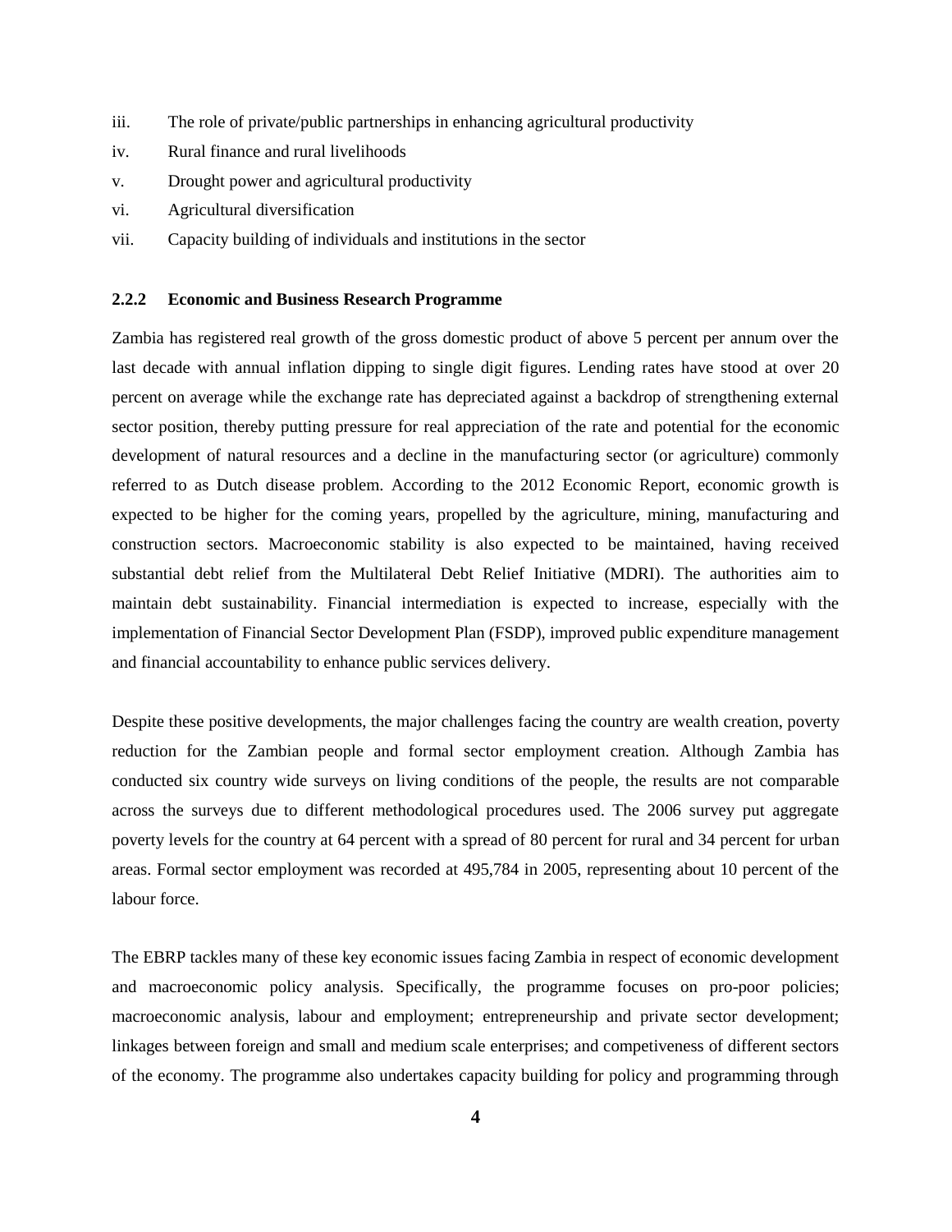iii. The role of private/public partnerships in enhancing agricultural productivity

iv. Rural finance and rural livelihoods

v. Drought power and agricultural productivity

vi. Agricultural diversification

vii. Capacity building of individuals and institutions in the sector

### 2.2.2 Economic and Business Research Programme

Zambia has registered real growth of the gross domestic product of above 5 percent per annum over the last decade with annual inflation dipping to single digit figures. Lending rates have stood at over 20 percent on average while the exchange rate has depreciated against a backdrop of strengthening external sector position, thereby putting pressure for real appreciation of the rate and potential for the economic development of natural resources and a decline in the manufacturing sector (or agriculture) commonly referred to as Dutch disease problem. According to the 2012 Economic Report, economic growth is expected to be higher for the coming years, propelled by the agriculture, mining, manufacturing and construction sectors. Macroeconomic stability is also expected to be maintained, having received substantial debt relief from the Multilateral Debt Relief Initiative (MDRI). The authorities aim to maintain debt sustainability. Financial intermediation is expected to increase, especially with the implementation of Financial Sector Development Plan (FSDP), improved public expenditure management and financial accountability to enhance public services delivery.

Despite these positive developments, the major challenges facing the country are wealth creation, poverty reduction for the Zambian people and formal sector employment creation. Although Zambia has conducted six country wide surveys on living conditions of the people, the results are not comparable across the surveys due to different methodological procedures used. The 2006 survey put aggregate poverty levels for the country at 64 percent with a spread of 80 percent for rural and 34 percent for urban areas. Formal sector employment was recorded at 495,784 in 2005, representing about 10 percent of the labour force.

The EBRP tackles many of these key economic issues facing Zambia in respect of economic development and macroeconomic policy analysis. Specifically, the programme focuses on pro-poor policies; macroeconomic analysis, labour and employment; entrepreneurship and private sector development; linkages between foreign and small and medium scale enterprises; and competiveness of different sectors of the economy. The programme also undertakes capacity building for policy and programming through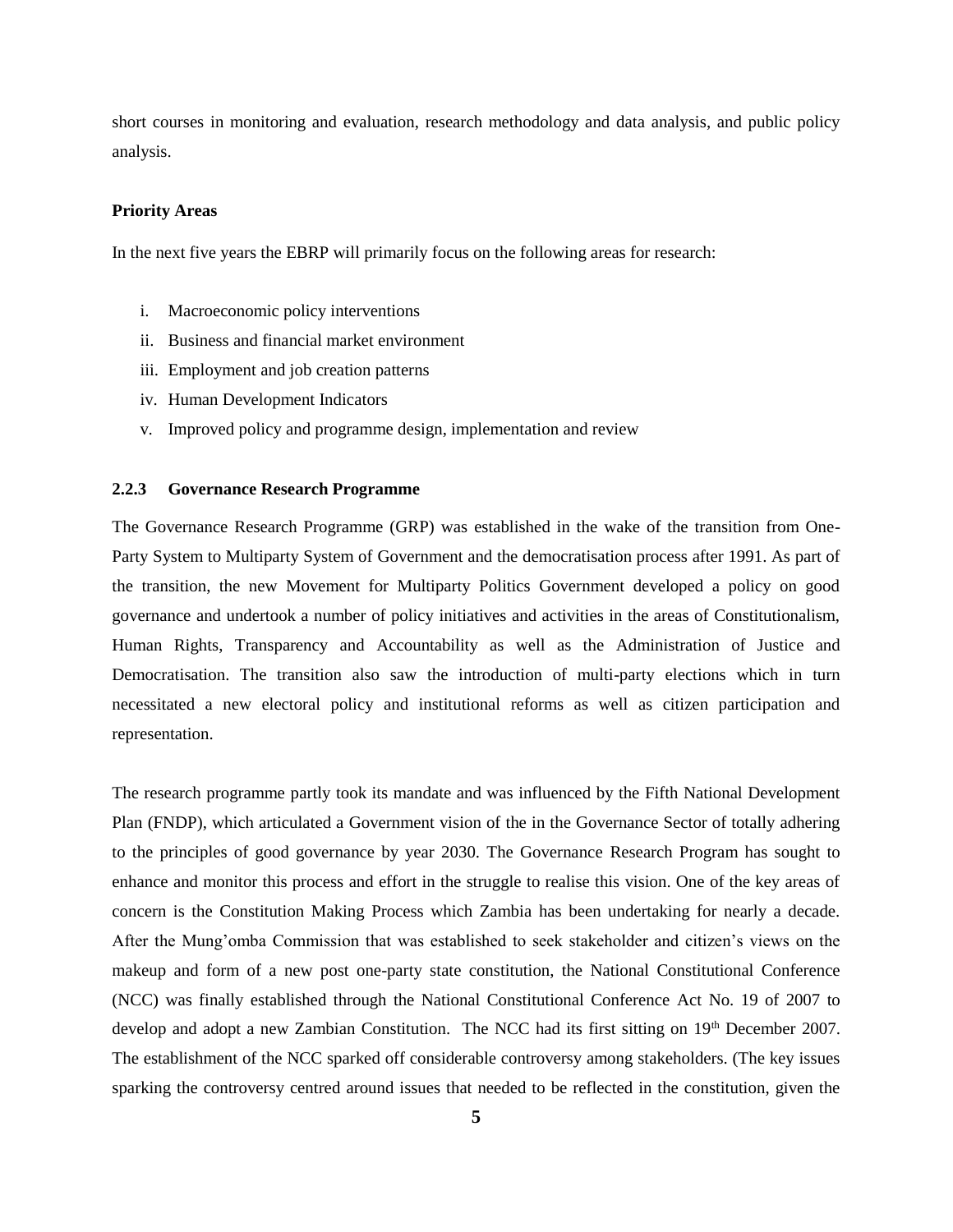short courses in monitoring and evaluation, research methodology and data analysis, and public policy analysis.

**Priority Areas**

In the next five years the EBRP will primarily focus on the following areas for research:

i. Macroeconomic policy interventions
ii. Business and financial market environment
iii. Employment and job creation patterns
iv. Human Development Indicators
v. Improved policy and programme design, implementation and review

### 2.2.3 Governance Research Programme

The Governance Research Programme (GRP) was established in the wake of the transition from One-Party System to Multiparty System of Government and the democratisation process after 1991. As part of the transition, the new Movement for Multiparty Politics Government developed a policy on good governance and undertook a number of policy initiatives and activities in the areas of Constitutionalism, Human Rights, Transparency and Accountability as well as the Administration of Justice and Democratisation. The transition also saw the introduction of multi-party elections which in turn necessitated a new electoral policy and institutional reforms as well as citizen participation and representation.

The research programme partly took its mandate and was influenced by the Fifth National Development Plan (FNDP), which articulated a Government vision of the in the Governance Sector of totally adhering to the principles of good governance by year 2030. The Governance Research Program has sought to enhance and monitor this process and effort in the struggle to realise this vision. One of the key areas of concern is the Constitution Making Process which Zambia has been undertaking for nearly a decade. After the Mung'omba Commission that was established to seek stakeholder and citizen's views on the makeup and form of a new post one-party state constitution, the National Constitutional Conference (NCC) was finally established through the National Constitutional Conference Act No. 19 of 2007 to develop and adopt a new Zambian Constitution. The NCC had its first sitting on 19th December 2007. The establishment of the NCC sparked off considerable controversy among stakeholders. (The key issues sparking the controversy centred around issues that needed to be reflected in the constitution, given the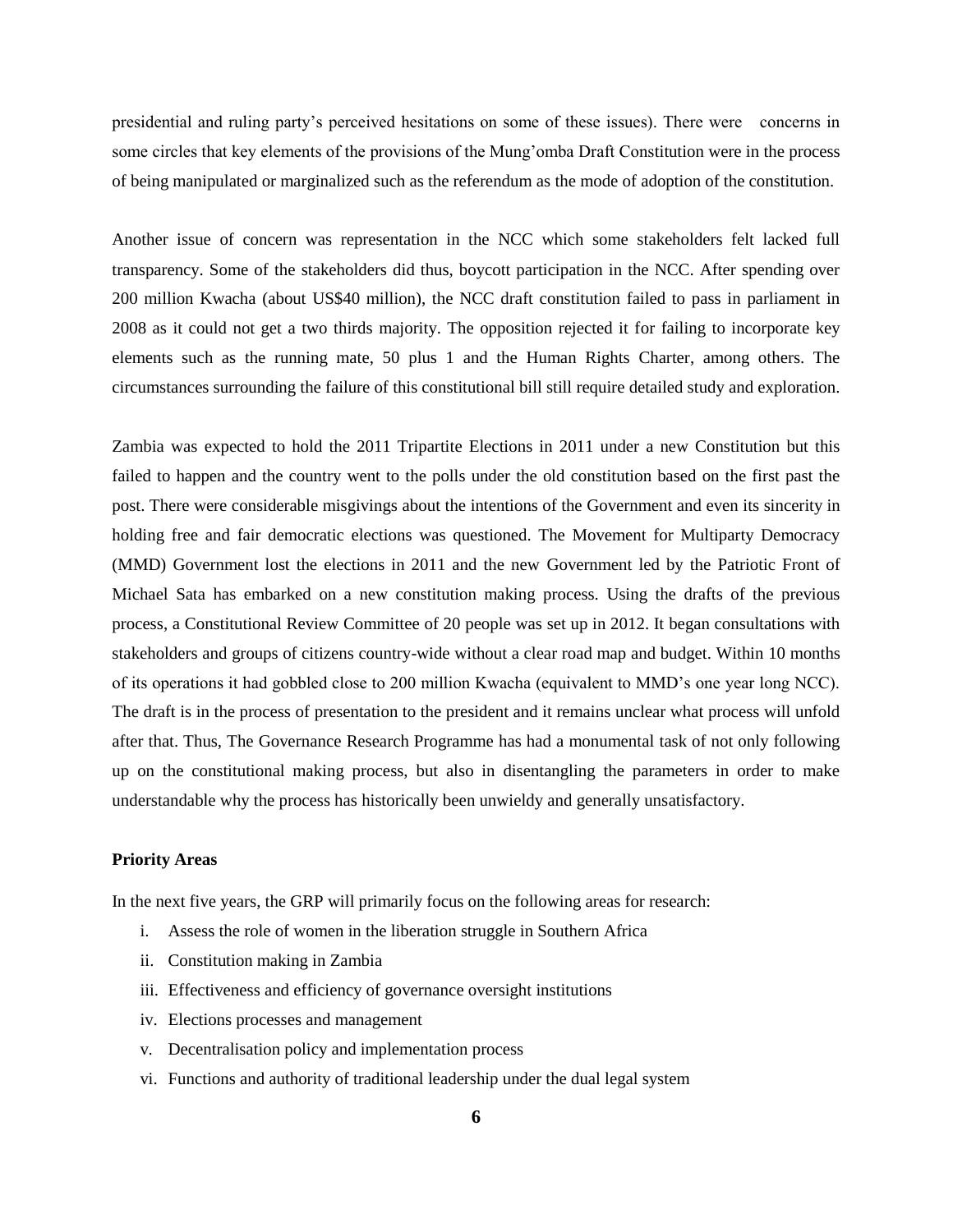presidential and ruling party's perceived hesitations on some of these issues). There were concerns in some circles that key elements of the provisions of the Mung'omba Draft Constitution were in the process of being manipulated or marginalized such as the referendum as the mode of adoption of the constitution.

Another issue of concern was representation in the NCC which some stakeholders felt lacked full transparency. Some of the stakeholders did thus, boycott participation in the NCC. After spending over 200 million Kwacha (about US$40 million), the NCC draft constitution failed to pass in parliament in 2008 as it could not get a two thirds majority. The opposition rejected it for failing to incorporate key elements such as the running mate, 50 plus 1 and the Human Rights Charter, among others. The circumstances surrounding the failure of this constitutional bill still require detailed study and exploration.

Zambia was expected to hold the 2011 Tripartite Elections in 2011 under a new Constitution but this failed to happen and the country went to the polls under the old constitution based on the first past the post. There were considerable misgivings about the intentions of the Government and even its sincerity in holding free and fair democratic elections was questioned. The Movement for Multiparty Democracy (MMD) Government lost the elections in 2011 and the new Government led by the Patriotic Front of Michael Sata has embarked on a new constitution making process. Using the drafts of the previous process, a Constitutional Review Committee of 20 people was set up in 2012. It began consultations with stakeholders and groups of citizens country-wide without a clear road map and budget. Within 10 months of its operations it had gobbled close to 200 million Kwacha (equivalent to MMD's one year long NCC). The draft is in the process of presentation to the president and it remains unclear what process will unfold after that. Thus, The Governance Research Programme has had a monumental task of not only following up on the constitutional making process, but also in disentangling the parameters in order to make understandable why the process has historically been unwieldy and generally unsatisfactory.

**Priority Areas**

In the next five years, the GRP will primarily focus on the following areas for research:

i. Assess the role of women in the liberation struggle in Southern Africa
ii. Constitution making in Zambia
iii. Effectiveness and efficiency of governance oversight institutions
iv. Elections processes and management
v. Decentralisation policy and implementation process
vi. Functions and authority of traditional leadership under the dual legal system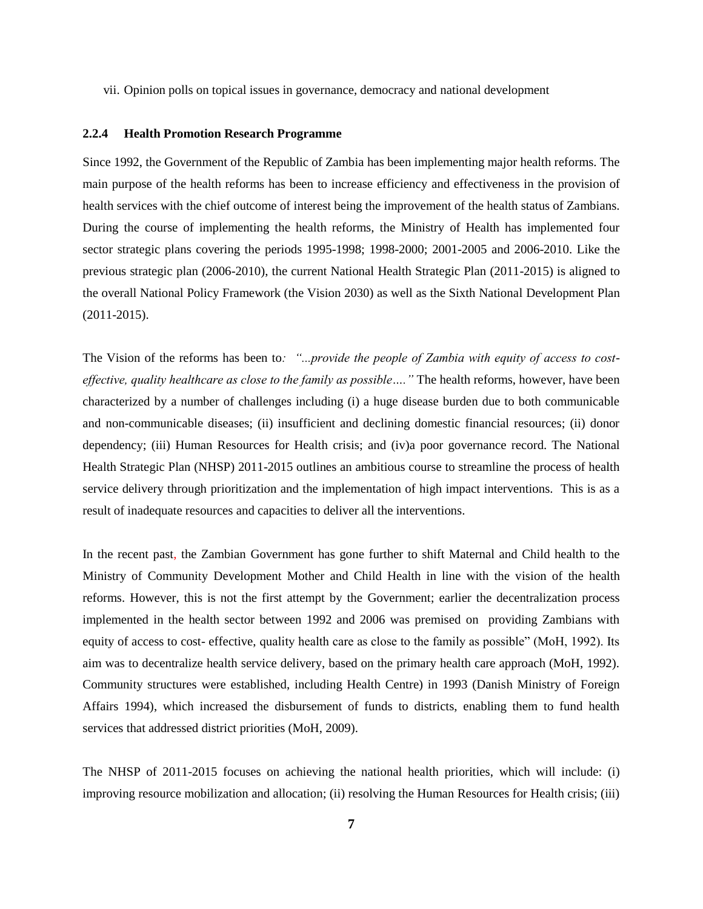vii. Opinion polls on topical issues in governance, democracy and national development

### 2.2.4 Health Promotion Research Programme

Since 1992, the Government of the Republic of Zambia has been implementing major health reforms. The main purpose of the health reforms has been to increase efficiency and effectiveness in the provision of health services with the chief outcome of interest being the improvement of the health status of Zambians. During the course of implementing the health reforms, the Ministry of Health has implemented four sector strategic plans covering the periods 1995-1998; 1998-2000; 2001-2005 and 2006-2010. Like the previous strategic plan (2006-2010), the current National Health Strategic Plan (2011-2015) is aligned to the overall National Policy Framework (the Vision 2030) as well as the Sixth National Development Plan (2011-2015).

The Vision of the reforms has been to*: "...provide the people of Zambia with equity of access to cost-effective, quality healthcare as close to the family as possible…."* The health reforms, however, have been characterized by a number of challenges including (i) a huge disease burden due to both communicable and non-communicable diseases; (ii) insufficient and declining domestic financial resources; (ii) donor dependency; (iii) Human Resources for Health crisis; and (iv)a poor governance record. The National Health Strategic Plan (NHSP) 2011-2015 outlines an ambitious course to streamline the process of health service delivery through prioritization and the implementation of high impact interventions. This is as a result of inadequate resources and capacities to deliver all the interventions.

In the recent past, the Zambian Government has gone further to shift Maternal and Child health to the Ministry of Community Development Mother and Child Health in line with the vision of the health reforms. However, this is not the first attempt by the Government; earlier the decentralization process implemented in the health sector between 1992 and 2006 was premised on providing Zambians with equity of access to cost- effective, quality health care as close to the family as possible" (MoH, 1992). Its aim was to decentralize health service delivery, based on the primary health care approach (MoH, 1992). Community structures were established, including Health Centre) in 1993 (Danish Ministry of Foreign Affairs 1994), which increased the disbursement of funds to districts, enabling them to fund health services that addressed district priorities (MoH, 2009).

The NHSP of 2011-2015 focuses on achieving the national health priorities, which will include: (i) improving resource mobilization and allocation; (ii) resolving the Human Resources for Health crisis; (iii)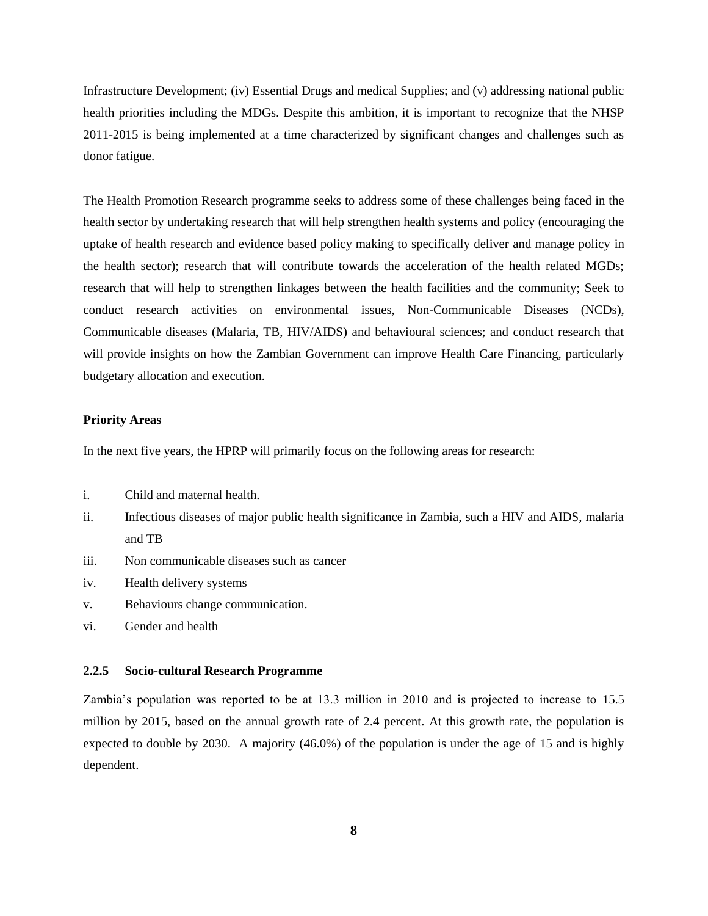Infrastructure Development; (iv) Essential Drugs and medical Supplies; and (v) addressing national public health priorities including the MDGs. Despite this ambition, it is important to recognize that the NHSP 2011-2015 is being implemented at a time characterized by significant changes and challenges such as donor fatigue.

The Health Promotion Research programme seeks to address some of these challenges being faced in the health sector by undertaking research that will help strengthen health systems and policy (encouraging the uptake of health research and evidence based policy making to specifically deliver and manage policy in the health sector); research that will contribute towards the acceleration of the health related MGDs; research that will help to strengthen linkages between the health facilities and the community; Seek to conduct research activities on environmental issues, Non-Communicable Diseases (NCDs), Communicable diseases (Malaria, TB, HIV/AIDS) and behavioural sciences; and conduct research that will provide insights on how the Zambian Government can improve Health Care Financing, particularly budgetary allocation and execution.

**Priority Areas**

In the next five years, the HPRP will primarily focus on the following areas for research:

i. Child and maternal health.
ii. Infectious diseases of major public health significance in Zambia, such a HIV and AIDS, malaria and TB
iii. Non communicable diseases such as cancer
iv. Health delivery systems
v. Behaviours change communication.
vi. Gender and health

### 2.2.5 Socio-cultural Research Programme

Zambia's population was reported to be at 13.3 million in 2010 and is projected to increase to 15.5 million by 2015, based on the annual growth rate of 2.4 percent. At this growth rate, the population is expected to double by 2030. A majority (46.0%) of the population is under the age of 15 and is highly dependent.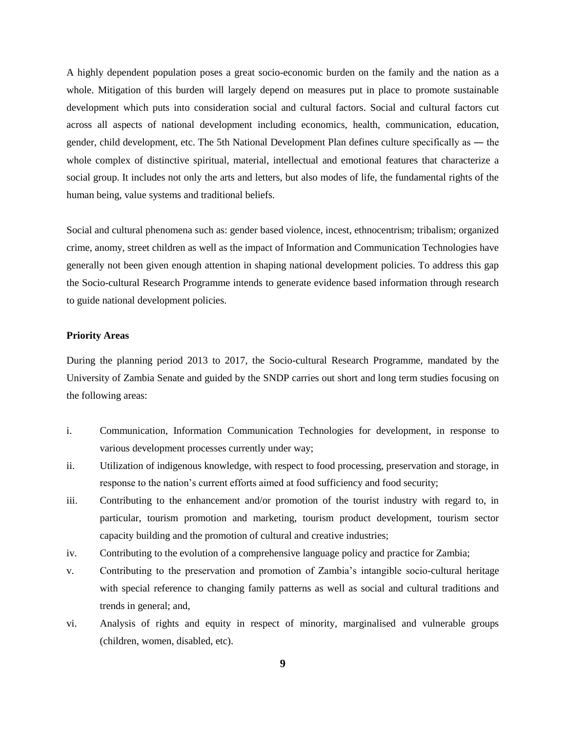A highly dependent population poses a great socio-economic burden on the family and the nation as a whole. Mitigation of this burden will largely depend on measures put in place to promote sustainable development which puts into consideration social and cultural factors. Social and cultural factors cut across all aspects of national development including economics, health, communication, education, gender, child development, etc. The 5th National Development Plan defines culture specifically as ― the whole complex of distinctive spiritual, material, intellectual and emotional features that characterize a social group. It includes not only the arts and letters, but also modes of life, the fundamental rights of the human being, value systems and traditional beliefs.

Social and cultural phenomena such as: gender based violence, incest, ethnocentrism; tribalism; organized crime, anomy, street children as well as the impact of Information and Communication Technologies have generally not been given enough attention in shaping national development policies. To address this gap the Socio-cultural Research Programme intends to generate evidence based information through research to guide national development policies.

**Priority Areas**

During the planning period 2013 to 2017, the Socio-cultural Research Programme, mandated by the University of Zambia Senate and guided by the SNDP carries out short and long term studies focusing on the following areas:

i. Communication, Information Communication Technologies for development, in response to various development processes currently under way;

ii. Utilization of indigenous knowledge, with respect to food processing, preservation and storage, in response to the nation's current efforts aimed at food sufficiency and food security;

iii. Contributing to the enhancement and/or promotion of the tourist industry with regard to, in particular, tourism promotion and marketing, tourism product development, tourism sector capacity building and the promotion of cultural and creative industries;

iv. Contributing to the evolution of a comprehensive language policy and practice for Zambia;

v. Contributing to the preservation and promotion of Zambia's intangible socio-cultural heritage with special reference to changing family patterns as well as social and cultural traditions and trends in general; and,

vi. Analysis of rights and equity in respect of minority, marginalised and vulnerable groups (children, women, disabled, etc).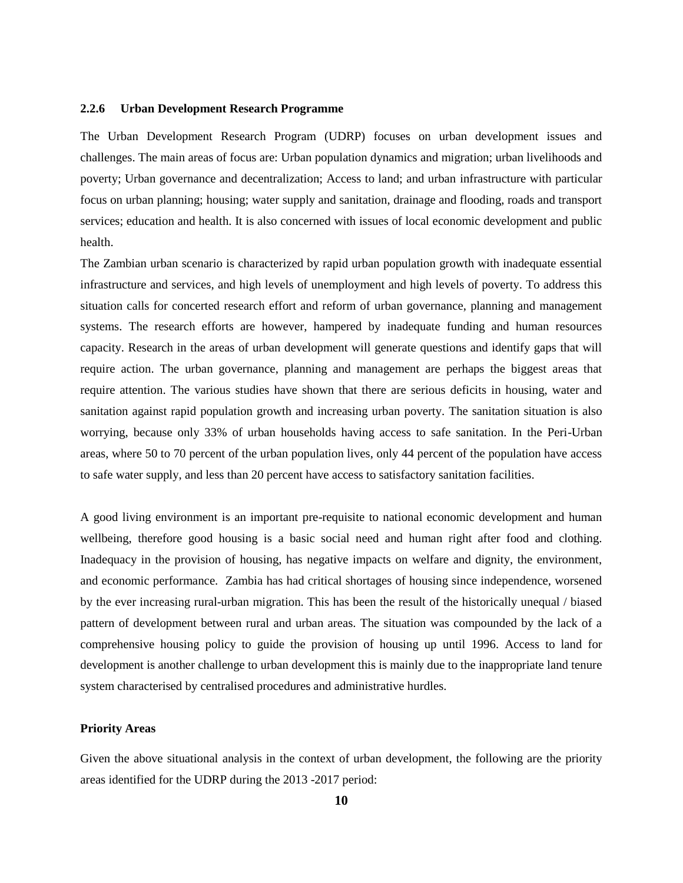### 2.2.6 Urban Development Research Programme

The Urban Development Research Program (UDRP) focuses on urban development issues and challenges. The main areas of focus are: Urban population dynamics and migration; urban livelihoods and poverty; Urban governance and decentralization; Access to land; and urban infrastructure with particular focus on urban planning; housing; water supply and sanitation, drainage and flooding, roads and transport services; education and health. It is also concerned with issues of local economic development and public health.

The Zambian urban scenario is characterized by rapid urban population growth with inadequate essential infrastructure and services, and high levels of unemployment and high levels of poverty. To address this situation calls for concerted research effort and reform of urban governance, planning and management systems. The research efforts are however, hampered by inadequate funding and human resources capacity. Research in the areas of urban development will generate questions and identify gaps that will require action. The urban governance, planning and management are perhaps the biggest areas that require attention. The various studies have shown that there are serious deficits in housing, water and sanitation against rapid population growth and increasing urban poverty. The sanitation situation is also worrying, because only 33% of urban households having access to safe sanitation. In the Peri-Urban areas, where 50 to 70 percent of the urban population lives, only 44 percent of the population have access to safe water supply, and less than 20 percent have access to satisfactory sanitation facilities.

A good living environment is an important pre-requisite to national economic development and human wellbeing, therefore good housing is a basic social need and human right after food and clothing. Inadequacy in the provision of housing, has negative impacts on welfare and dignity, the environment, and economic performance. Zambia has had critical shortages of housing since independence, worsened by the ever increasing rural-urban migration. This has been the result of the historically unequal / biased pattern of development between rural and urban areas. The situation was compounded by the lack of a comprehensive housing policy to guide the provision of housing up until 1996. Access to land for development is another challenge to urban development this is mainly due to the inappropriate land tenure system characterised by centralised procedures and administrative hurdles.

**Priority Areas**

Given the above situational analysis in the context of urban development, the following are the priority areas identified for the UDRP during the 2013 -2017 period: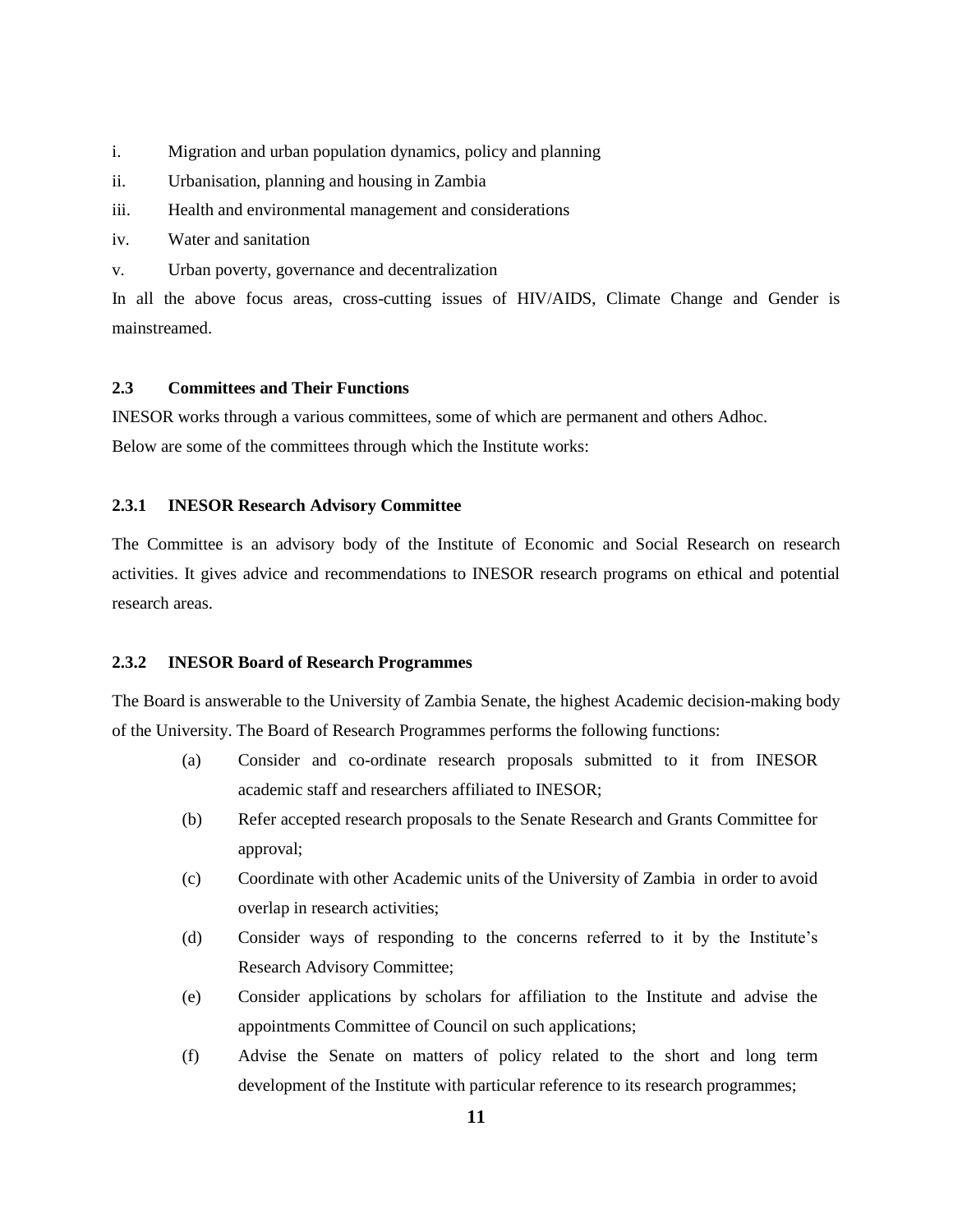i. Migration and urban population dynamics, policy and planning

ii. Urbanisation, planning and housing in Zambia

iii. Health and environmental management and considerations

iv. Water and sanitation

v. Urban poverty, governance and decentralization

In all the above focus areas, cross-cutting issues of HIV/AIDS, Climate Change and Gender is mainstreamed.

### 2.3 Committees and Their Functions

INESOR works through a various committees, some of which are permanent and others Adhoc.
Below are some of the committees through which the Institute works:

#### 2.3.1 INESOR Research Advisory Committee

The Committee is an advisory body of the Institute of Economic and Social Research on research activities. It gives advice and recommendations to INESOR research programs on ethical and potential research areas.

#### 2.3.2 INESOR Board of Research Programmes

The Board is answerable to the University of Zambia Senate, the highest Academic decision-making body of the University. The Board of Research Programmes performs the following functions:

(a) Consider and co-ordinate research proposals submitted to it from INESOR academic staff and researchers affiliated to INESOR;

(b) Refer accepted research proposals to the Senate Research and Grants Committee for approval;

(c) Coordinate with other Academic units of the University of Zambia in order to avoid overlap in research activities;

(d) Consider ways of responding to the concerns referred to it by the Institute's Research Advisory Committee;

(e) Consider applications by scholars for affiliation to the Institute and advise the appointments Committee of Council on such applications;

(f) Advise the Senate on matters of policy related to the short and long term development of the Institute with particular reference to its research programmes;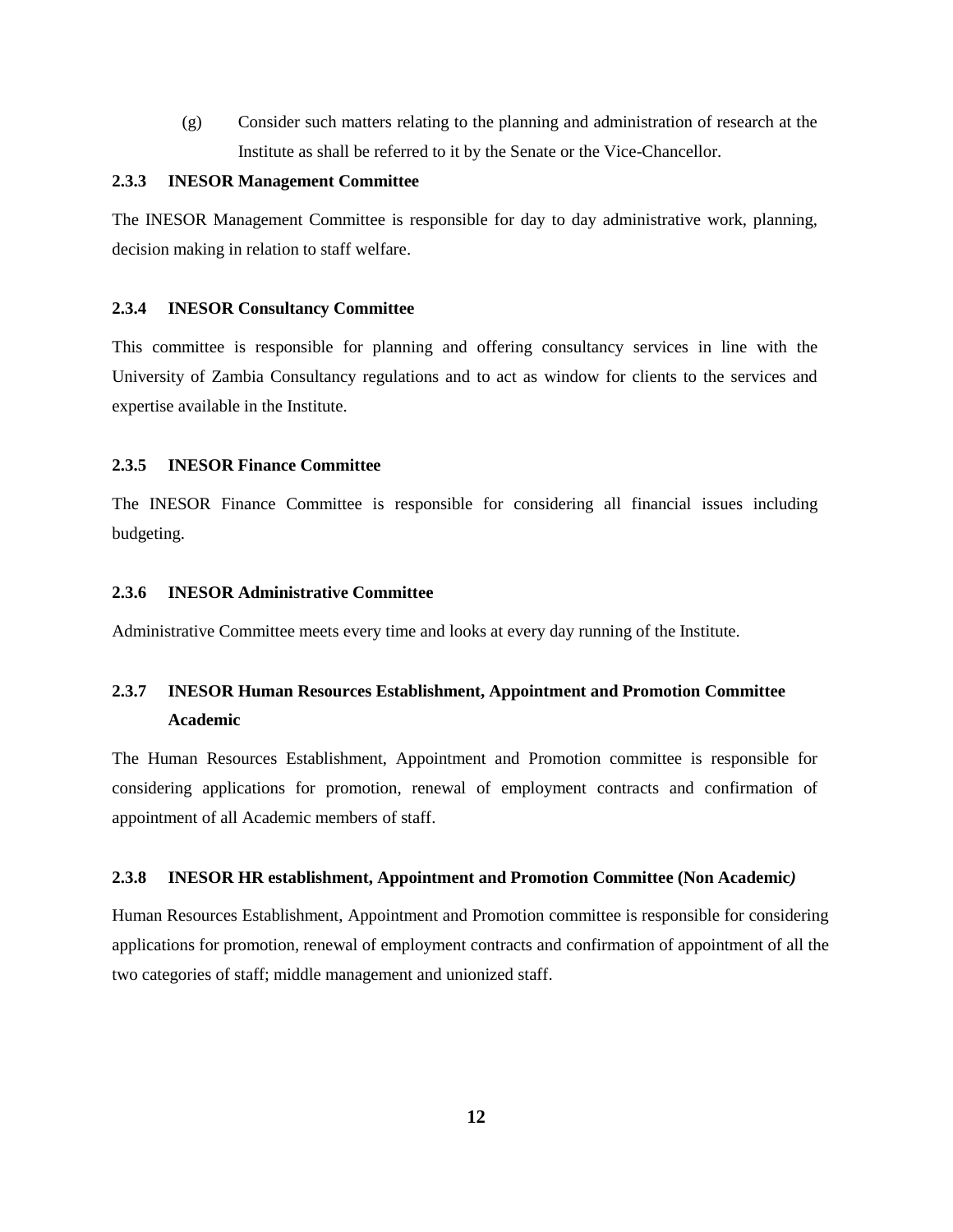(g) Consider such matters relating to the planning and administration of research at the Institute as shall be referred to it by the Senate or the Vice-Chancellor.

### 2.3.3 INESOR Management Committee

The INESOR Management Committee is responsible for day to day administrative work, planning, decision making in relation to staff welfare.

### 2.3.4 INESOR Consultancy Committee

This committee is responsible for planning and offering consultancy services in line with the University of Zambia Consultancy regulations and to act as window for clients to the services and expertise available in the Institute.

### 2.3.5 INESOR Finance Committee

The INESOR Finance Committee is responsible for considering all financial issues including budgeting.

### 2.3.6 INESOR Administrative Committee

Administrative Committee meets every time and looks at every day running of the Institute.

### 2.3.7 INESOR Human Resources Establishment, Appointment and Promotion Committee Academic

The Human Resources Establishment, Appointment and Promotion committee is responsible for considering applications for promotion, renewal of employment contracts and confirmation of appointment of all Academic members of staff.

### 2.3.8 INESOR HR establishment, Appointment and Promotion Committee (Non Academic*)*

Human Resources Establishment, Appointment and Promotion committee is responsible for considering applications for promotion, renewal of employment contracts and confirmation of appointment of all the two categories of staff; middle management and unionized staff.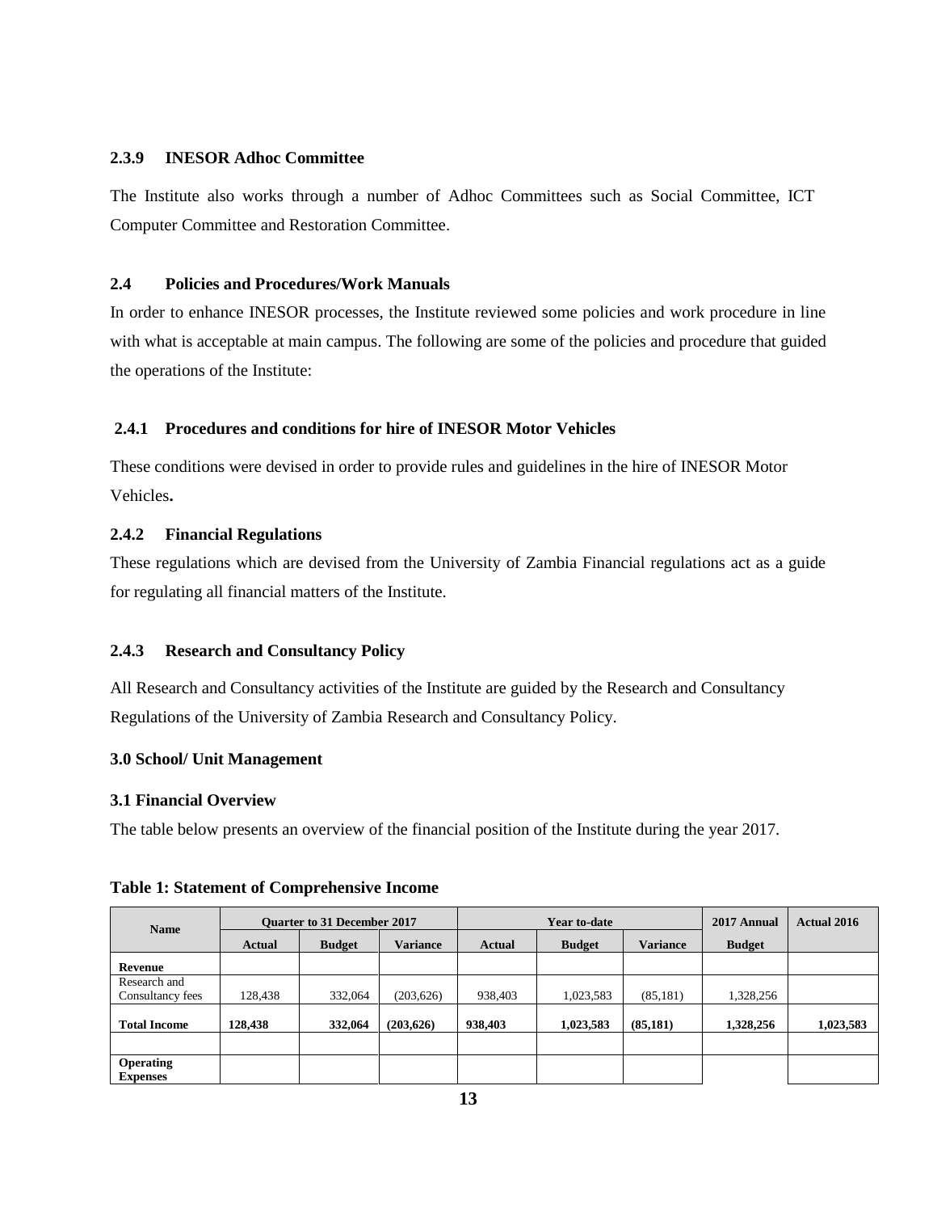#### 2.3.9 INESOR Adhoc Committee

The Institute also works through a number of Adhoc Committees such as Social Committee, ICT Computer Committee and Restoration Committee.

### 2.4 Policies and Procedures/Work Manuals

In order to enhance INESOR processes, the Institute reviewed some policies and work procedure in line with what is acceptable at main campus. The following are some of the policies and procedure that guided the operations of the Institute:

#### 2.4.1 Procedures and conditions for hire of INESOR Motor Vehicles

These conditions were devised in order to provide rules and guidelines in the hire of INESOR Motor Vehicles**.**

#### 2.4.2 Financial Regulations

These regulations which are devised from the University of Zambia Financial regulations act as a guide for regulating all financial matters of the Institute.

#### 2.4.3 Research and Consultancy Policy

All Research and Consultancy activities of the Institute are guided by the Research and Consultancy Regulations of the University of Zambia Research and Consultancy Policy.

## 3.0 School/ Unit Management

### 3.1 Financial Overview

The table below presents an overview of the financial position of the Institute during the year 2017.

**Table 1: Statement of Comprehensive Income**

| Name | Quarter to 31 December 2017 | | | Year to-date | | | 2017 Annual | Actual 2016 |
|---|---|---|---|---|---|---|---|---|
| | Actual | Budget | Variance | Actual | Budget | Variance | Budget | |
| **Revenue** | | | | | | | | |
| Research and Consultancy fees | 128,438 | 332,064 | (203,626) | 938,403 | 1,023,583 | (85,181) | 1,328,256 | |
| **Total Income** | **128,438** | **332,064** | **(203,626)** | **938,403** | **1,023,583** | **(85,181)** | **1,328,256** | **1,023,583** |
| | | | | | | | | |
| **Operating Expenses** | | | | | | | | |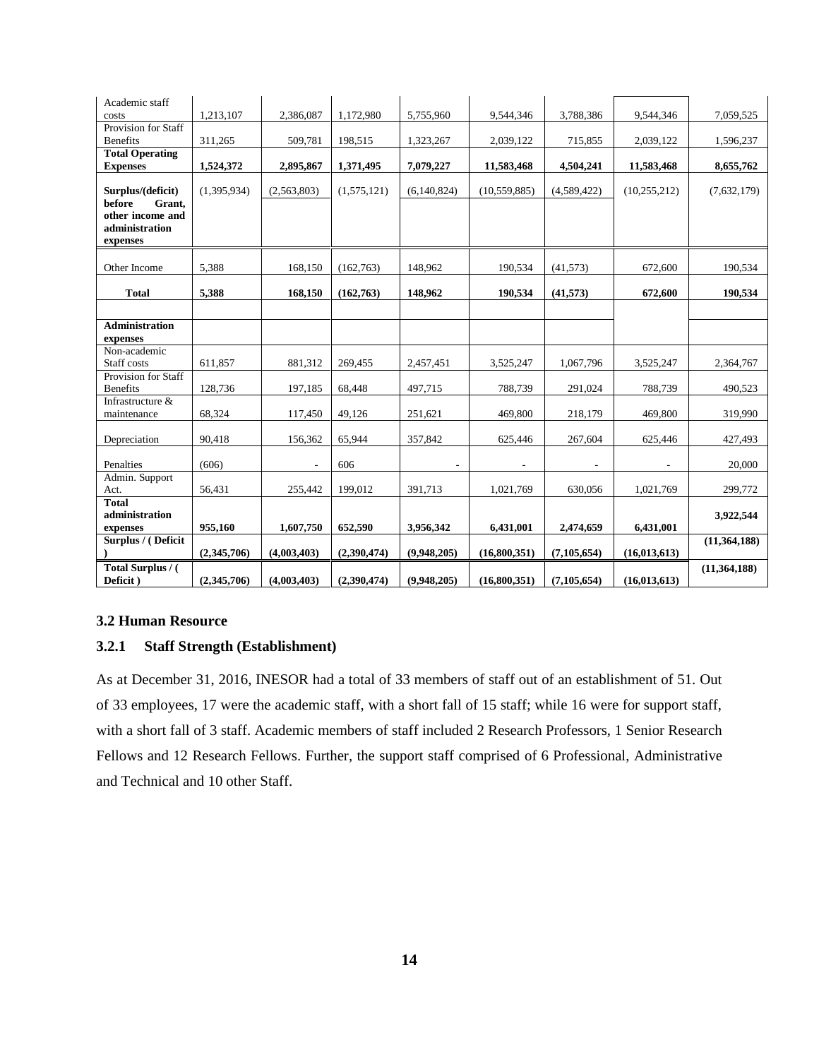| | | | | | | | | |
|---|---|---|---|---|---|---|---|---|
| Academic staff costs | 1,213,107 | 2,386,087 | 1,172,980 | 5,755,960 | 9,544,346 | 3,788,386 | 9,544,346 | 7,059,525 |
| Provision for Staff Benefits | 311,265 | 509,781 | 198,515 | 1,323,267 | 2,039,122 | 715,855 | 2,039,122 | 1,596,237 |
| **Total Operating Expenses** | **1,524,372** | **2,895,867** | **1,371,495** | **7,079,227** | **11,583,468** | **4,504,241** | **11,583,468** | **8,655,762** |
| **Surplus/(deficit) before Grant, other income and administration expenses** | (1,395,934) | (2,563,803) | (1,575,121) | (6,140,824) | (10,559,885) | (4,589,422) | (10,255,212) | (7,632,179) |
| Other Income | 5,388 | 168,150 | (162,763) | 148,962 | 190,534 | (41,573) | 672,600 | 190,534 |
| **Total** | **5,388** | **168,150** | **(162,763)** | **148,962** | **190,534** | **(41,573)** | **672,600** | **190,534** |
| | | | | | | | | |
| **Administration expenses** | | | | | | | | |
| Non-academic Staff costs | 611,857 | 881,312 | 269,455 | 2,457,451 | 3,525,247 | 1,067,796 | 3,525,247 | 2,364,767 |
| Provision for Staff Benefits | 128,736 | 197,185 | 68,448 | 497,715 | 788,739 | 291,024 | 788,739 | 490,523 |
| Infrastructure & maintenance | 68,324 | 117,450 | 49,126 | 251,621 | 469,800 | 218,179 | 469,800 | 319,990 |
| Depreciation | 90,418 | 156,362 | 65,944 | 357,842 | 625,446 | 267,604 | 625,446 | 427,493 |
| Penalties | (606) | - | 606 | - | - | - | - | 20,000 |
| Admin. Support Act. | 56,431 | 255,442 | 199,012 | 391,713 | 1,021,769 | 630,056 | 1,021,769 | 299,772 |
| **Total administration expenses** | **955,160** | **1,607,750** | **652,590** | **3,956,342** | **6,431,001** | **2,474,659** | **6,431,001** | **3,922,544** |
| **Surplus / ( Deficit )** | **(2,345,706)** | **(4,003,403)** | **(2,390,474)** | **(9,948,205)** | **(16,800,351)** | **(7,105,654)** | **(16,013,613)** | **(11,364,188)** |
| **Total Surplus / ( Deficit )** | **(2,345,706)** | **(4,003,403)** | **(2,390,474)** | **(9,948,205)** | **(16,800,351)** | **(7,105,654)** | **(16,013,613)** | **(11,364,188)** |

### 3.2 Human Resource

### 3.2.1 Staff Strength (Establishment)

As at December 31, 2016, INESOR had a total of 33 members of staff out of an establishment of 51. Out of 33 employees, 17 were the academic staff, with a short fall of 15 staff; while 16 were for support staff, with a short fall of 3 staff. Academic members of staff included 2 Research Professors, 1 Senior Research Fellows and 12 Research Fellows. Further, the support staff comprised of 6 Professional, Administrative and Technical and 10 other Staff.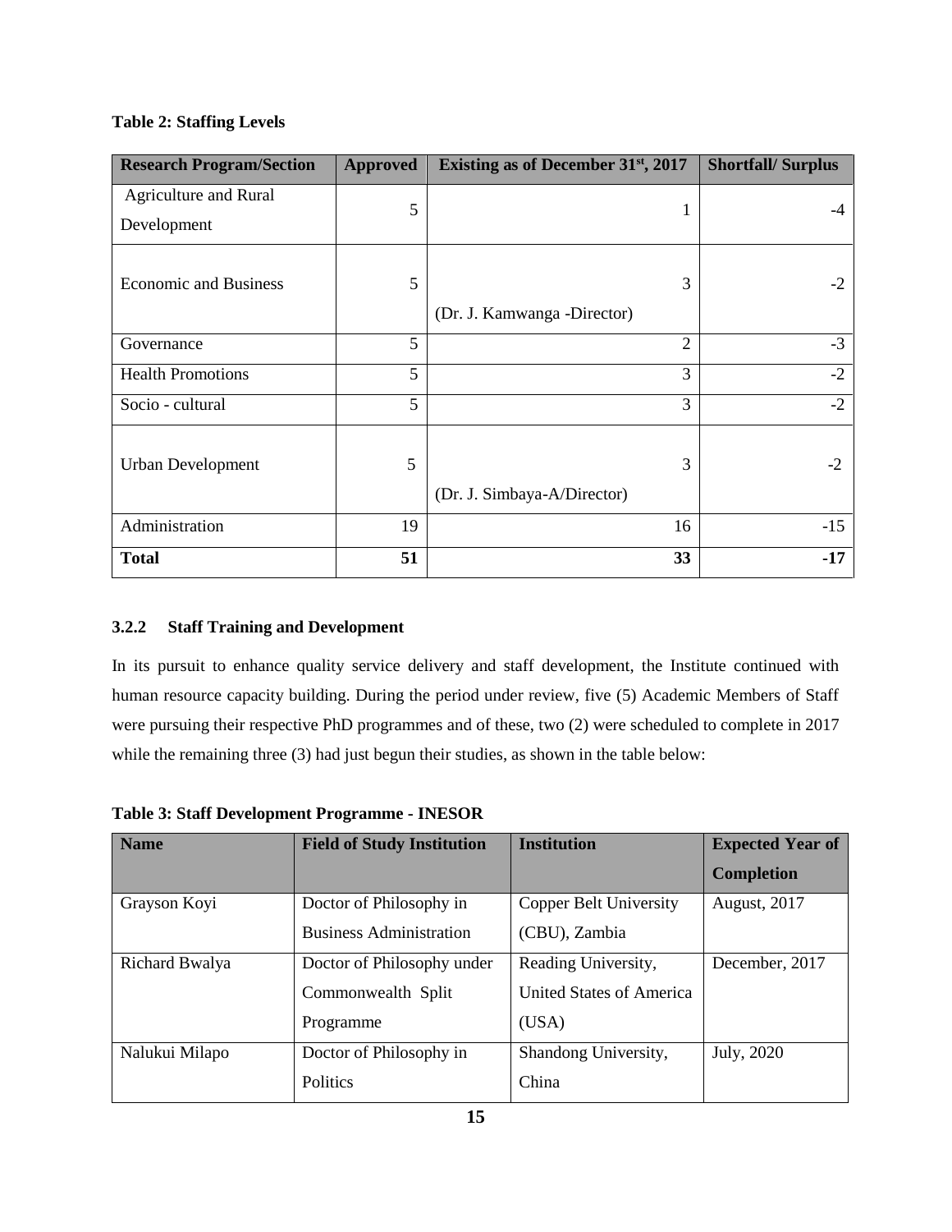**Table 2: Staffing Levels**

| Research Program/Section | Approved | Existing as of December 31st, 2017 | Shortfall/ Surplus |
|---|---|---|---|
| Agriculture and Rural Development | 5 | 1 | -4 |
| Economic and Business | 5 | 3 (Dr. J. Kamwanga -Director) | -2 |
| Governance | 5 | 2 | -3 |
| Health Promotions | 5 | 3 | -2 |
| Socio - cultural | 5 | 3 | -2 |
| Urban Development | 5 | 3 (Dr. J. Simbaya-A/Director) | -2 |
| Administration | 19 | 16 | -15 |
| **Total** | **51** | **33** | **-17** |

### 3.2.2 Staff Training and Development

In its pursuit to enhance quality service delivery and staff development, the Institute continued with human resource capacity building. During the period under review, five (5) Academic Members of Staff were pursuing their respective PhD programmes and of these, two (2) were scheduled to complete in 2017 while the remaining three (3) had just begun their studies, as shown in the table below:

**Table 3: Staff Development Programme - INESOR**

| Name | Field of Study Institution | Institution | Expected Year of Completion |
|---|---|---|---|
| Grayson Koyi | Doctor of Philosophy in Business Administration | Copper Belt University (CBU), Zambia | August, 2017 |
| Richard Bwalya | Doctor of Philosophy under Commonwealth Split Programme | Reading University, United States of America (USA) | December, 2017 |
| Nalukui Milapo | Doctor of Philosophy in Politics | Shandong University, China | July, 2020 |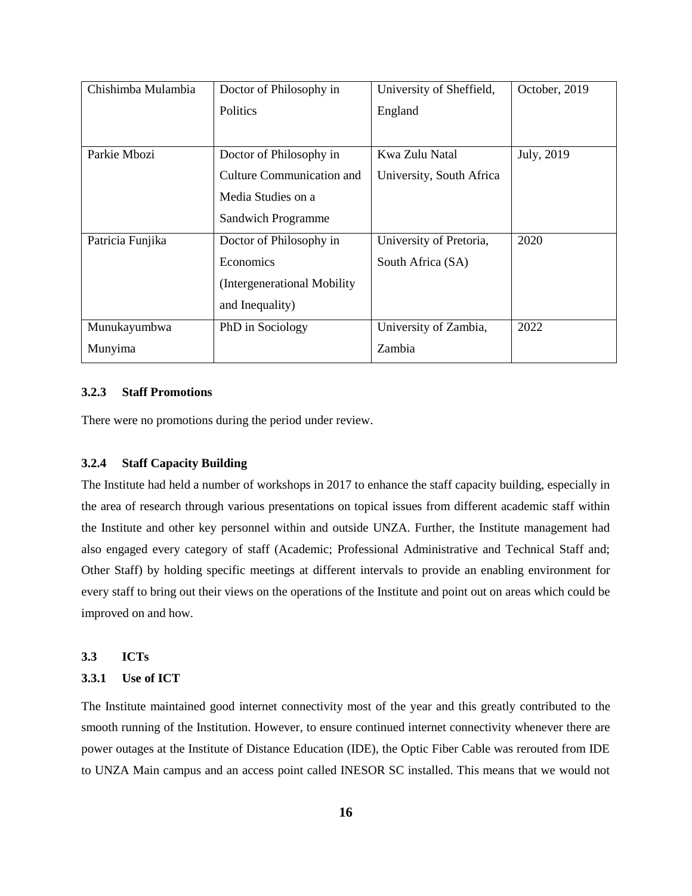| Chishimba Mulambia | Doctor of Philosophy in Politics | University of Sheffield, England | October, 2019 |
|---|---|---|---|
| Parkie Mbozi | Doctor of Philosophy in Culture Communication and Media Studies on a Sandwich Programme | Kwa Zulu Natal University, South Africa | July, 2019 |
| Patricia Funjika | Doctor of Philosophy in Economics (Intergenerational Mobility and Inequality) | University of Pretoria, South Africa (SA) | 2020 |
| Munukayumbwa Munyima | PhD in Sociology | University of Zambia, Zambia | 2022 |

#### 3.2.3 Staff Promotions

There were no promotions during the period under review.

#### 3.2.4 Staff Capacity Building

The Institute had held a number of workshops in 2017 to enhance the staff capacity building, especially in the area of research through various presentations on topical issues from different academic staff within the Institute and other key personnel within and outside UNZA. Further, the Institute management had also engaged every category of staff (Academic; Professional Administrative and Technical Staff and; Other Staff) by holding specific meetings at different intervals to provide an enabling environment for every staff to bring out their views on the operations of the Institute and point out on areas which could be improved on and how.

### 3.3 ICTs

#### 3.3.1 Use of ICT

The Institute maintained good internet connectivity most of the year and this greatly contributed to the smooth running of the Institution. However, to ensure continued internet connectivity whenever there are power outages at the Institute of Distance Education (IDE), the Optic Fiber Cable was rerouted from IDE to UNZA Main campus and an access point called INESOR SC installed. This means that we would not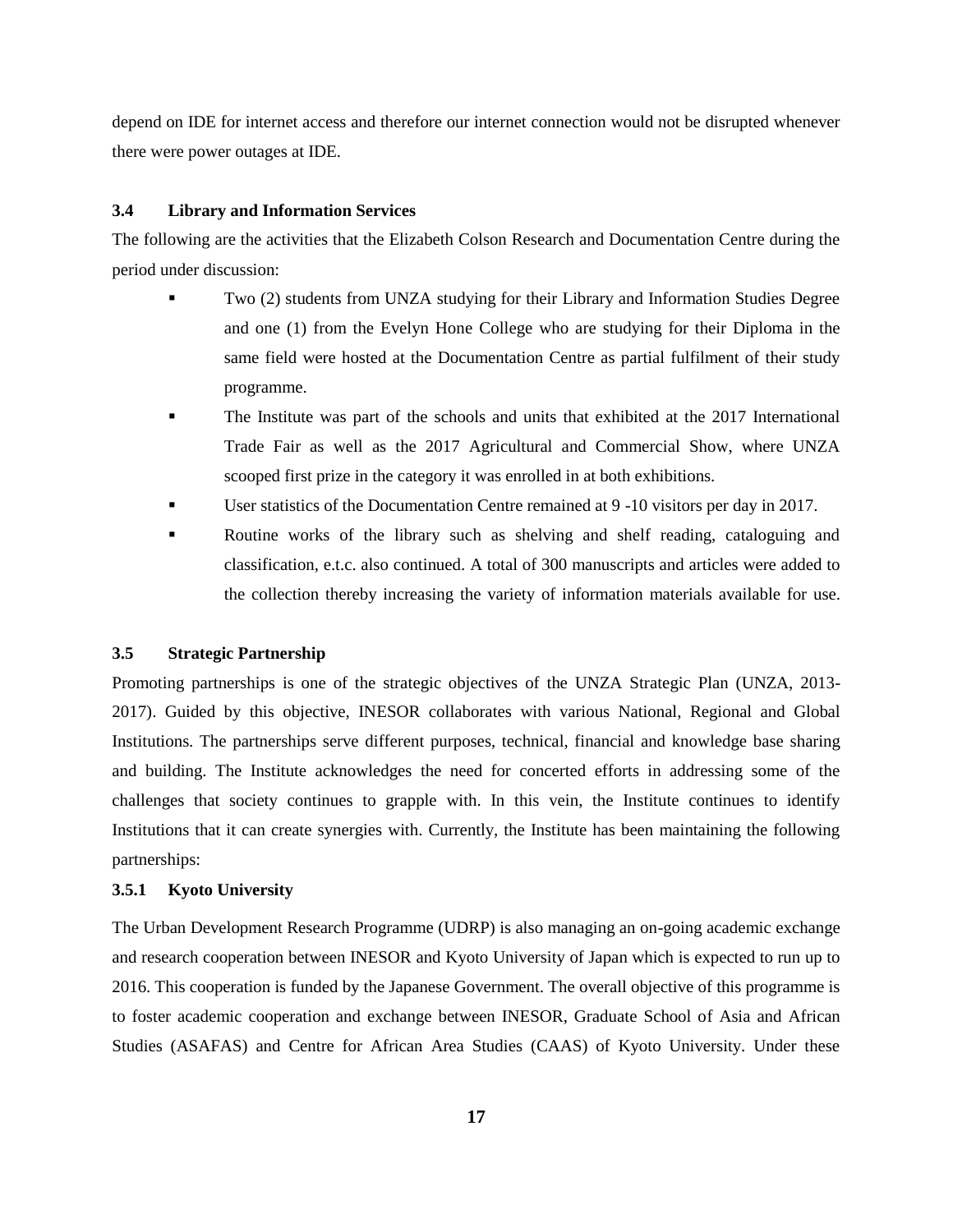depend on IDE for internet access and therefore our internet connection would not be disrupted whenever there were power outages at IDE.

### 3.4 Library and Information Services

The following are the activities that the Elizabeth Colson Research and Documentation Centre during the period under discussion:

- Two (2) students from UNZA studying for their Library and Information Studies Degree and one (1) from the Evelyn Hone College who are studying for their Diploma in the same field were hosted at the Documentation Centre as partial fulfilment of their study programme.
- The Institute was part of the schools and units that exhibited at the 2017 International Trade Fair as well as the 2017 Agricultural and Commercial Show, where UNZA scooped first prize in the category it was enrolled in at both exhibitions.
- User statistics of the Documentation Centre remained at 9 -10 visitors per day in 2017.
- Routine works of the library such as shelving and shelf reading, cataloguing and classification, e.t.c. also continued. A total of 300 manuscripts and articles were added to the collection thereby increasing the variety of information materials available for use.

### 3.5 Strategic Partnership

Promoting partnerships is one of the strategic objectives of the UNZA Strategic Plan (UNZA, 2013-2017). Guided by this objective, INESOR collaborates with various National, Regional and Global Institutions. The partnerships serve different purposes, technical, financial and knowledge base sharing and building. The Institute acknowledges the need for concerted efforts in addressing some of the challenges that society continues to grapple with. In this vein, the Institute continues to identify Institutions that it can create synergies with. Currently, the Institute has been maintaining the following partnerships:

#### 3.5.1 Kyoto University

The Urban Development Research Programme (UDRP) is also managing an on-going academic exchange and research cooperation between INESOR and Kyoto University of Japan which is expected to run up to 2016. This cooperation is funded by the Japanese Government. The overall objective of this programme is to foster academic cooperation and exchange between INESOR, Graduate School of Asia and African Studies (ASAFAS) and Centre for African Area Studies (CAAS) of Kyoto University. Under these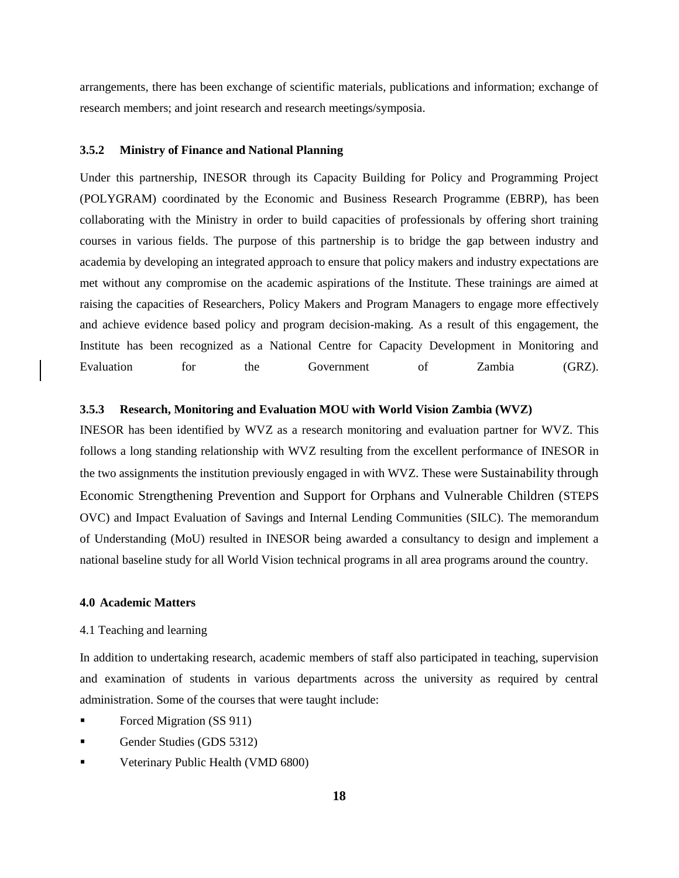arrangements, there has been exchange of scientific materials, publications and information; exchange of research members; and joint research and research meetings/symposia.

#### 3.5.2 Ministry of Finance and National Planning

Under this partnership, INESOR through its Capacity Building for Policy and Programming Project (POLYGRAM) coordinated by the Economic and Business Research Programme (EBRP), has been collaborating with the Ministry in order to build capacities of professionals by offering short training courses in various fields. The purpose of this partnership is to bridge the gap between industry and academia by developing an integrated approach to ensure that policy makers and industry expectations are met without any compromise on the academic aspirations of the Institute. These trainings are aimed at raising the capacities of Researchers, Policy Makers and Program Managers to engage more effectively and achieve evidence based policy and program decision-making. As a result of this engagement, the Institute has been recognized as a National Centre for Capacity Development in Monitoring and Evaluation for the Government of Zambia (GRZ).

#### 3.5.3 Research, Monitoring and Evaluation MOU with World Vision Zambia (WVZ)

INESOR has been identified by WVZ as a research monitoring and evaluation partner for WVZ. This follows a long standing relationship with WVZ resulting from the excellent performance of INESOR in the two assignments the institution previously engaged in with WVZ. These were Sustainability through Economic Strengthening Prevention and Support for Orphans and Vulnerable Children (STEPS OVC) and Impact Evaluation of Savings and Internal Lending Communities (SILC). The memorandum of Understanding (MoU) resulted in INESOR being awarded a consultancy to design and implement a national baseline study for all World Vision technical programs in all area programs around the country.

## 4.0 Academic Matters

### 4.1 Teaching and learning

In addition to undertaking research, academic members of staff also participated in teaching, supervision and examination of students in various departments across the university as required by central administration. Some of the courses that were taught include:

- Forced Migration (SS 911)
- Gender Studies (GDS 5312)
- Veterinary Public Health (VMD 6800)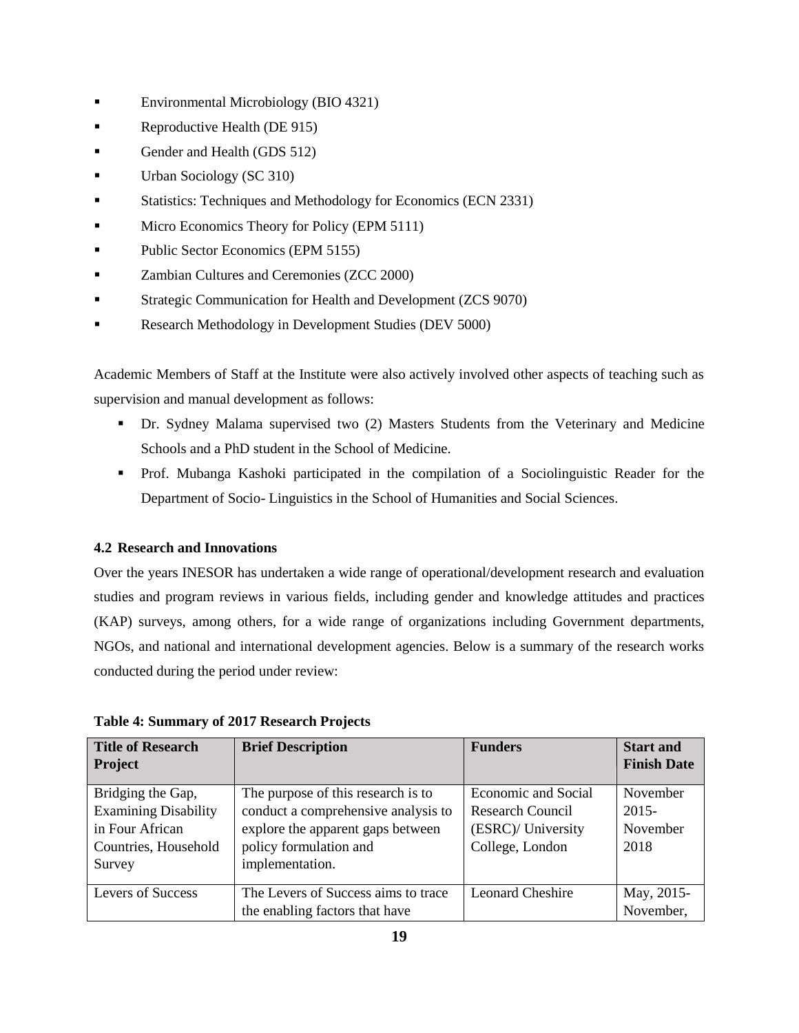- Environmental Microbiology (BIO 4321)
- Reproductive Health (DE 915)
- Gender and Health (GDS 512)
- Urban Sociology (SC 310)
- Statistics: Techniques and Methodology for Economics (ECN 2331)
- Micro Economics Theory for Policy (EPM 5111)
- Public Sector Economics (EPM 5155)
- Zambian Cultures and Ceremonies (ZCC 2000)
- Strategic Communication for Health and Development (ZCS 9070)
- Research Methodology in Development Studies (DEV 5000)

Academic Members of Staff at the Institute were also actively involved other aspects of teaching such as supervision and manual development as follows:

- Dr. Sydney Malama supervised two (2) Masters Students from the Veterinary and Medicine Schools and a PhD student in the School of Medicine.
- Prof. Mubanga Kashoki participated in the compilation of a Sociolinguistic Reader for the Department of Socio- Linguistics in the School of Humanities and Social Sciences.

### 4.2 Research and Innovations

Over the years INESOR has undertaken a wide range of operational/development research and evaluation studies and program reviews in various fields, including gender and knowledge attitudes and practices (KAP) surveys, among others, for a wide range of organizations including Government departments, NGOs, and national and international development agencies. Below is a summary of the research works conducted during the period under review:

**Table 4: Summary of 2017 Research Projects**

| Title of Research Project | Brief Description | Funders | Start and Finish Date |
|---|---|---|---|
| Bridging the Gap, Examining Disability in Four African Countries, Household Survey | The purpose of this research is to conduct a comprehensive analysis to explore the apparent gaps between policy formulation and implementation. | Economic and Social Research Council (ESRC)/ University College, London | November 2015- November 2018 |
| Levers of Success | The Levers of Success aims to trace the enabling factors that have | Leonard Cheshire | May, 2015- November, |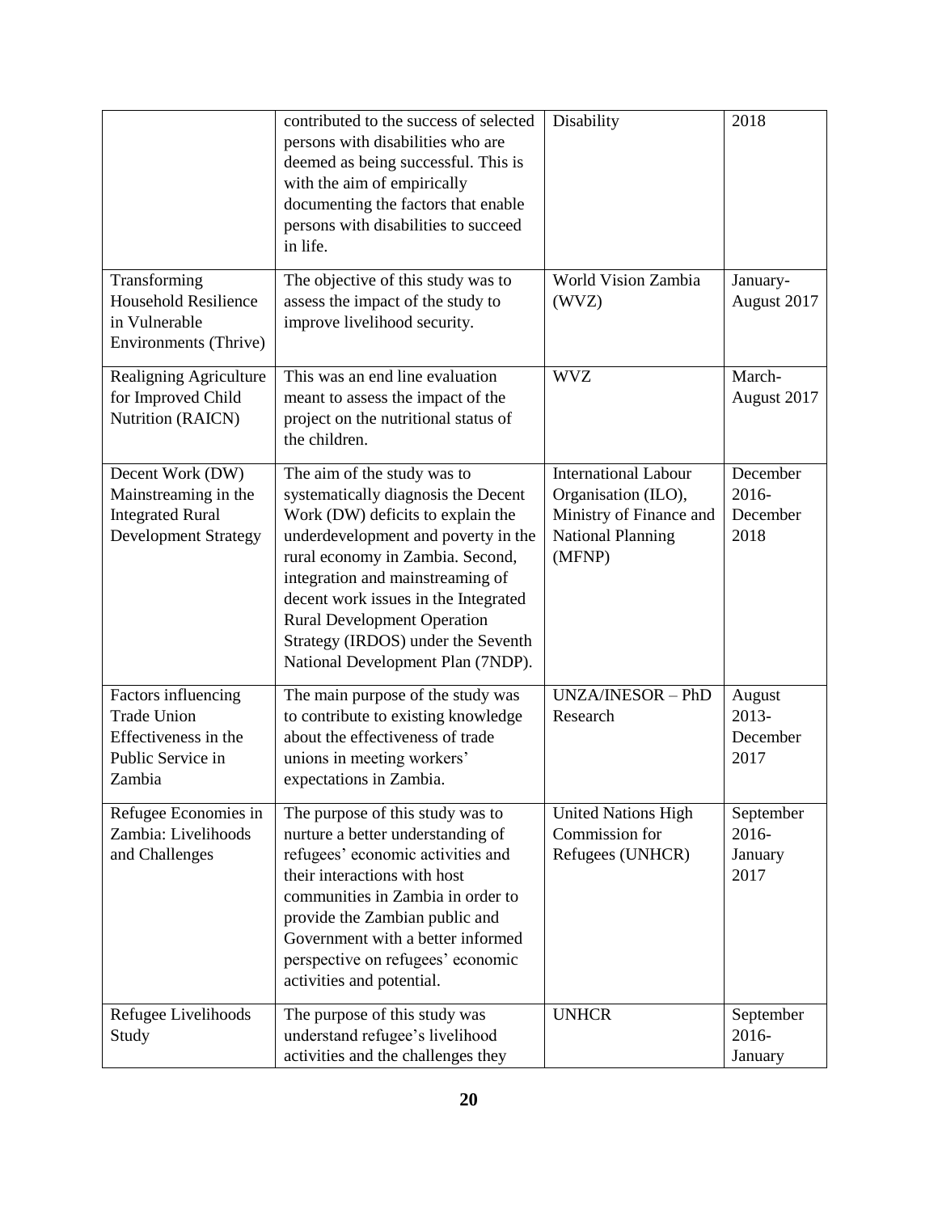| | | | |
|---|---|---|---|
| | contributed to the success of selected persons with disabilities who are deemed as being successful. This is with the aim of empirically documenting the factors that enable persons with disabilities to succeed in life. | Disability | 2018 |
| Transforming Household Resilience in Vulnerable Environments (Thrive) | The objective of this study was to assess the impact of the study to improve livelihood security. | World Vision Zambia (WVZ) | January-August 2017 |
| Realigning Agriculture for Improved Child Nutrition (RAICN) | This was an end line evaluation meant to assess the impact of the project on the nutritional status of the children. | WVZ | March-August 2017 |
| Decent Work (DW) Mainstreaming in the Integrated Rural Development Strategy | The aim of the study was to systematically diagnosis the Decent Work (DW) deficits to explain the underdevelopment and poverty in the rural economy in Zambia. Second, integration and mainstreaming of decent work issues in the Integrated Rural Development Operation Strategy (IRDOS) under the Seventh National Development Plan (7NDP). | International Labour Organisation (ILO), Ministry of Finance and National Planning (MFNP) | December 2016-December 2018 |
| Factors influencing Trade Union Effectiveness in the Public Service in Zambia | The main purpose of the study was to contribute to existing knowledge about the effectiveness of trade unions in meeting workers' expectations in Zambia. | UNZA/INESOR – PhD Research | August 2013-December 2017 |
| Refugee Economies in Zambia: Livelihoods and Challenges | The purpose of this study was to nurture a better understanding of refugees' economic activities and their interactions with host communities in Zambia in order to provide the Zambian public and Government with a better informed perspective on refugees' economic activities and potential. | United Nations High Commission for Refugees (UNHCR) | September 2016-January 2017 |
| Refugee Livelihoods Study | The purpose of this study was understand refugee's livelihood activities and the challenges they | UNHCR | September 2016-January |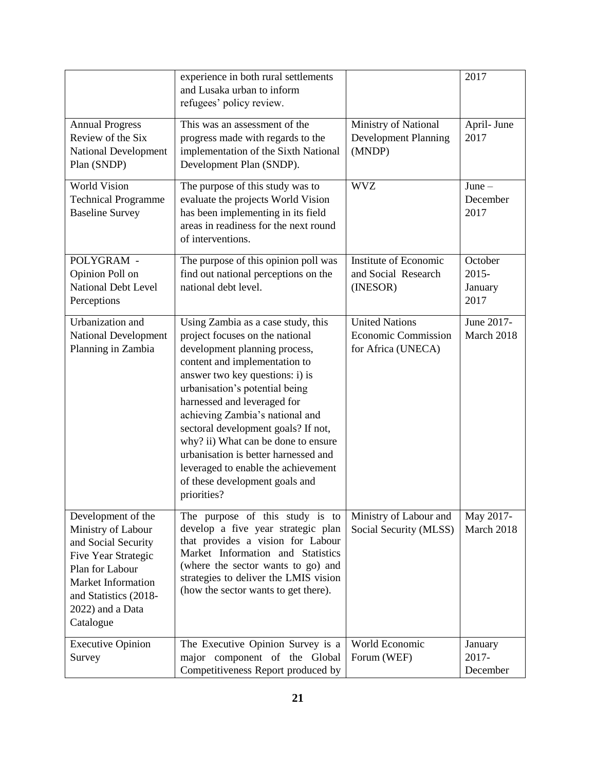| | | | |
|---|---|---|---|
| | experience in both rural settlements and Lusaka urban to inform refugees' policy review. | | 2017 |
| Annual Progress Review of the Six National Development Plan (SNDP) | This was an assessment of the progress made with regards to the implementation of the Sixth National Development Plan (SNDP). | Ministry of National Development Planning (MNDP) | April- June 2017 |
| World Vision Technical Programme Baseline Survey | The purpose of this study was to evaluate the projects World Vision has been implementing in its field areas in readiness for the next round of interventions. | WVZ | June – December 2017 |
| POLYGRAM - Opinion Poll on National Debt Level Perceptions | The purpose of this opinion poll was find out national perceptions on the national debt level. | Institute of Economic and Social Research (INESOR) | October 2015- January 2017 |
| Urbanization and National Development Planning in Zambia | Using Zambia as a case study, this project focuses on the national development planning process, content and implementation to answer two key questions: i) is urbanisation's potential being harnessed and leveraged for achieving Zambia's national and sectoral development goals? If not, why? ii) What can be done to ensure urbanisation is better harnessed and leveraged to enable the achievement of these development goals and priorities? | United Nations Economic Commission for Africa (UNECA) | June 2017- March 2018 |
| Development of the Ministry of Labour and Social Security Five Year Strategic Plan for Labour Market Information and Statistics (2018-2022) and a Data Catalogue | The purpose of this study is to develop a five year strategic plan that provides a vision for Labour Market Information and Statistics (where the sector wants to go) and strategies to deliver the LMIS vision (how the sector wants to get there). | Ministry of Labour and Social Security (MLSS) | May 2017- March 2018 |
| Executive Opinion Survey | The Executive Opinion Survey is a major component of the Global Competitiveness Report produced by | World Economic Forum (WEF) | January 2017- December |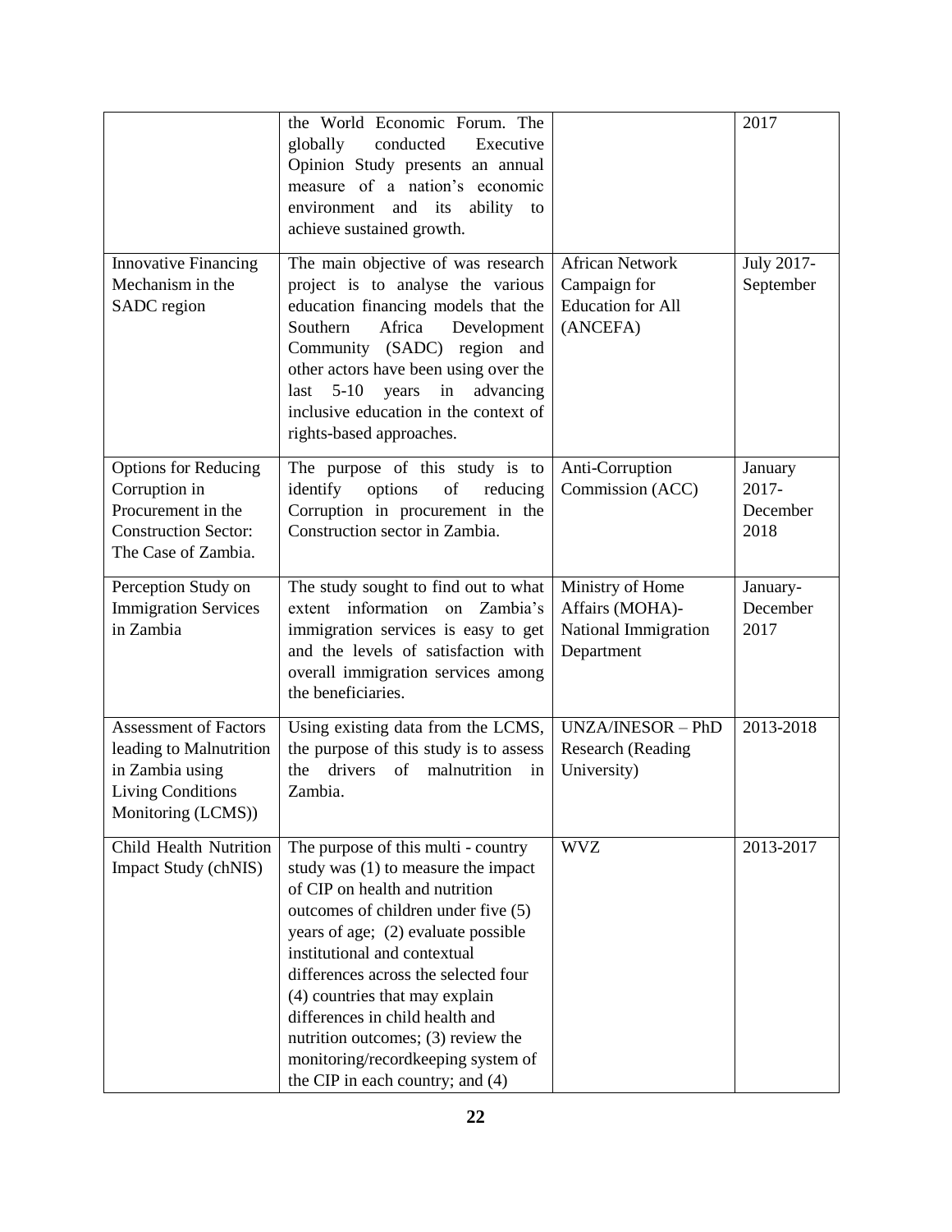| | | | |
|---|---|---|---|
| | the World Economic Forum. The globally conducted Executive Opinion Study presents an annual measure of a nation's economic environment and its ability to achieve sustained growth. | | 2017 |
| Innovative Financing Mechanism in the SADC region | The main objective of was research project is to analyse the various education financing models that the Southern Africa Development Community (SADC) region and other actors have been using over the last 5-10 years in advancing inclusive education in the context of rights-based approaches. | African Network Campaign for Education for All (ANCEFA) | July 2017-September |
| Options for Reducing Corruption in Procurement in the Construction Sector: The Case of Zambia. | The purpose of this study is to identify options of reducing Corruption in procurement in the Construction sector in Zambia. | Anti-Corruption Commission (ACC) | January 2017-December 2018 |
| Perception Study on Immigration Services in Zambia | The study sought to find out to what extent information on Zambia's immigration services is easy to get and the levels of satisfaction with overall immigration services among the beneficiaries. | Ministry of Home Affairs (MOHA)-National Immigration Department | January-December 2017 |
| Assessment of Factors leading to Malnutrition in Zambia using Living Conditions Monitoring (LCMS)) | Using existing data from the LCMS, the purpose of this study is to assess the drivers of malnutrition in Zambia. | UNZA/INESOR – PhD Research (Reading University) | 2013-2018 |
| Child Health Nutrition Impact Study (chNIS) | The purpose of this multi - country study was (1) to measure the impact of CIP on health and nutrition outcomes of children under five (5) years of age; (2) evaluate possible institutional and contextual differences across the selected four (4) countries that may explain differences in child health and nutrition outcomes; (3) review the monitoring/recordkeeping system of the CIP in each country; and (4) | WVZ | 2013-2017 |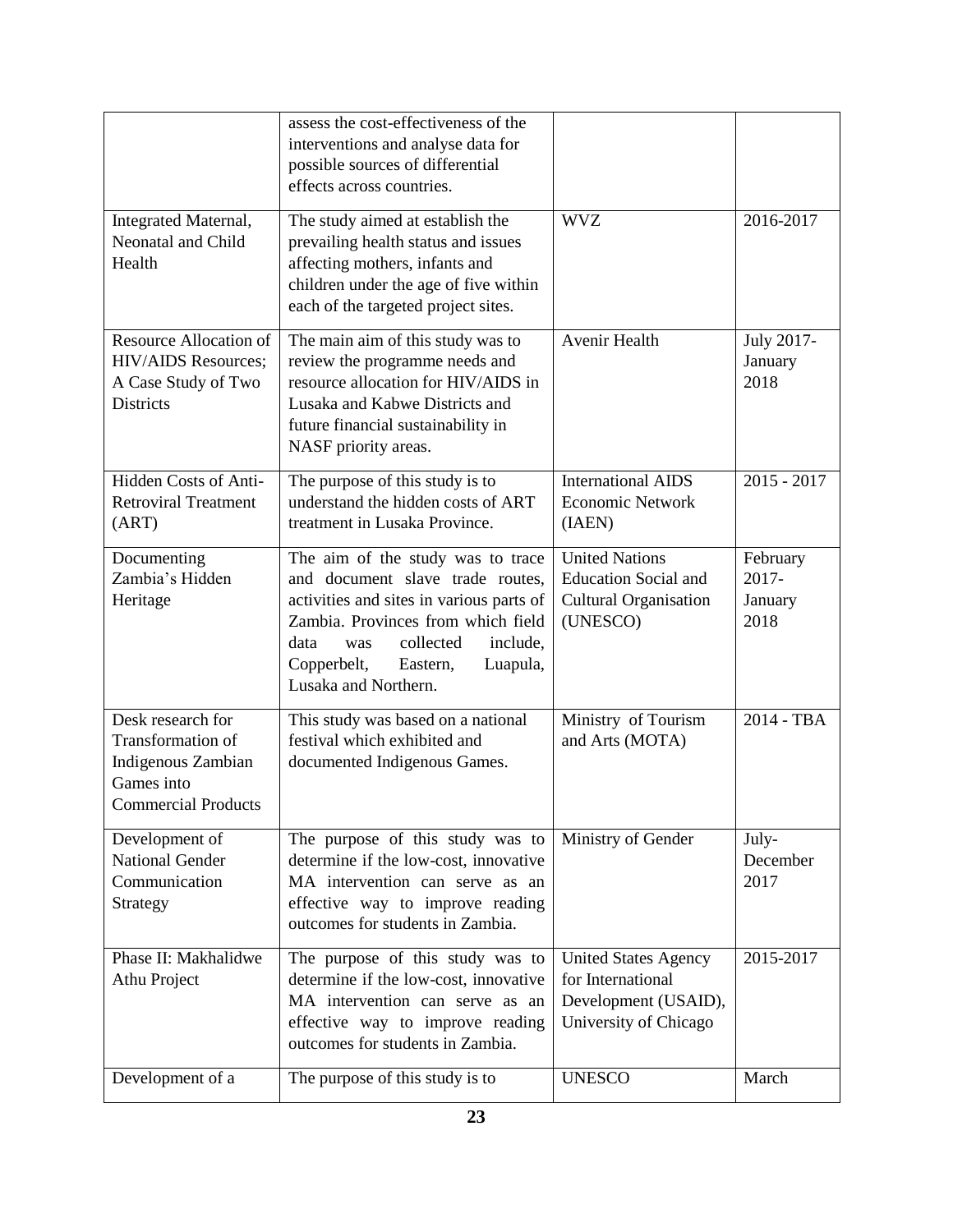| | | | |
|---|---|---|---|
| | assess the cost-effectiveness of the interventions and analyse data for possible sources of differential effects across countries. | | |
| Integrated Maternal, Neonatal and Child Health | The study aimed at establish the prevailing health status and issues affecting mothers, infants and children under the age of five within each of the targeted project sites. | WVZ | 2016-2017 |
| Resource Allocation of HIV/AIDS Resources; A Case Study of Two Districts | The main aim of this study was to review the programme needs and resource allocation for HIV/AIDS in Lusaka and Kabwe Districts and future financial sustainability in NASF priority areas. | Avenir Health | July 2017- January 2018 |
| Hidden Costs of Anti-Retroviral Treatment (ART) | The purpose of this study is to understand the hidden costs of ART treatment in Lusaka Province. | International AIDS Economic Network (IAEN) | 2015 - 2017 |
| Documenting Zambia's Hidden Heritage | The aim of the study was to trace and document slave trade routes, activities and sites in various parts of Zambia. Provinces from which field data was collected include, Copperbelt, Eastern, Luapula, Lusaka and Northern. | United Nations Education Social and Cultural Organisation (UNESCO) | February 2017- January 2018 |
| Desk research for Transformation of Indigenous Zambian Games into Commercial Products | This study was based on a national festival which exhibited and documented Indigenous Games. | Ministry of Tourism and Arts (MOTA) | 2014 - TBA |
| Development of National Gender Communication Strategy | The purpose of this study was to determine if the low-cost, innovative MA intervention can serve as an effective way to improve reading outcomes for students in Zambia. | Ministry of Gender | July- December 2017 |
| Phase II: Makhalidwe Athu Project | The purpose of this study was to determine if the low-cost, innovative MA intervention can serve as an effective way to improve reading outcomes for students in Zambia. | United States Agency for International Development (USAID), University of Chicago | 2015-2017 |
| Development of a | The purpose of this study is to | UNESCO | March |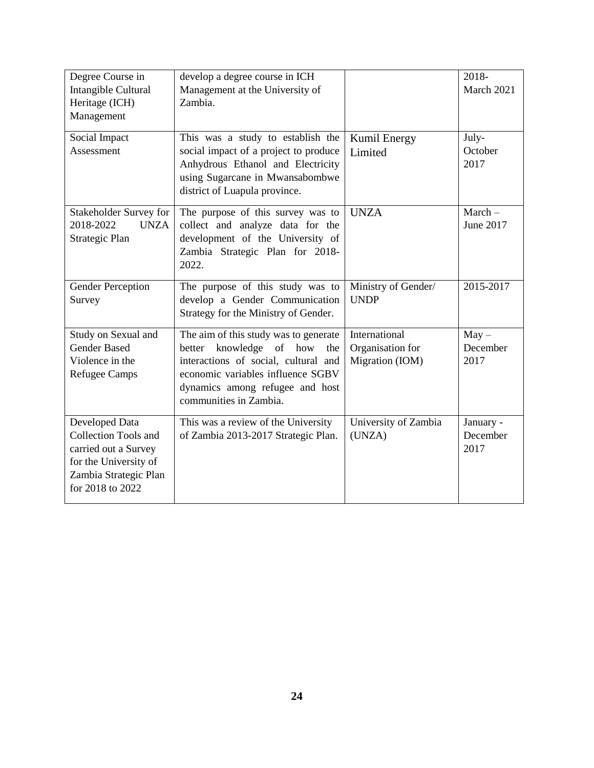| | | | |
|---|---|---|---|
| Degree Course in Intangible Cultural Heritage (ICH) Management | develop a degree course in ICH Management at the University of Zambia. | | 2018- March 2021 |
| Social Impact Assessment | This was a study to establish the social impact of a project to produce Anhydrous Ethanol and Electricity using Sugarcane in Mwansabombwe district of Luapula province. | Kumil Energy Limited | July-October 2017 |
| Stakeholder Survey for 2018-2022 UNZA Strategic Plan | The purpose of this survey was to collect and analyze data for the development of the University of Zambia Strategic Plan for 2018-2022. | UNZA | March – June 2017 |
| Gender Perception Survey | The purpose of this study was to develop a Gender Communication Strategy for the Ministry of Gender. | Ministry of Gender/ UNDP | 2015-2017 |
| Study on Sexual and Gender Based Violence in the Refugee Camps | The aim of this study was to generate better knowledge of how the interactions of social, cultural and economic variables influence SGBV dynamics among refugee and host communities in Zambia. | International Organisation for Migration (IOM) | May – December 2017 |
| Developed Data Collection Tools and carried out a Survey for the University of Zambia Strategic Plan for 2018 to 2022 | This was a review of the University of Zambia 2013-2017 Strategic Plan. | University of Zambia (UNZA) | January - December 2017 |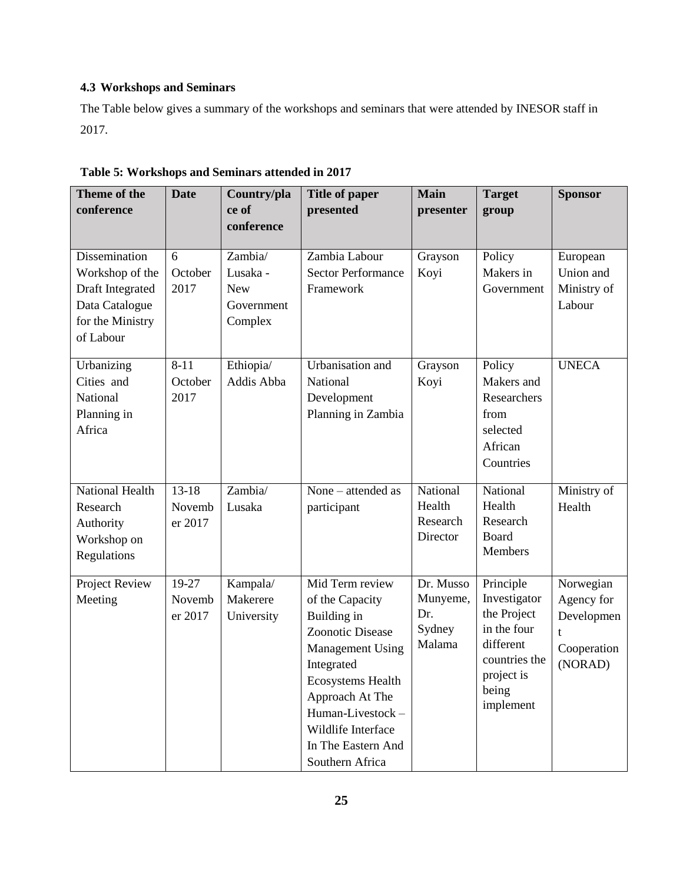### 4.3 Workshops and Seminars

The Table below gives a summary of the workshops and seminars that were attended by INESOR staff in 2017.

**Table 5: Workshops and Seminars attended in 2017**

| Theme of the conference | Date | Country/place of conference | Title of paper presented | Main presenter | Target group | Sponsor |
|---|---|---|---|---|---|---|
| Dissemination Workshop of the Draft Integrated Data Catalogue for the Ministry of Labour | 6 October 2017 | Zambia/ Lusaka - New Government Complex | Zambia Labour Sector Performance Framework | Grayson Koyi | Policy Makers in Government | European Union and Ministry of Labour |
| Urbanizing Cities and National Planning in Africa | 8-11 October 2017 | Ethiopia/ Addis Abba | Urbanisation and National Development Planning in Zambia | Grayson Koyi | Policy Makers and Researchers from selected African Countries | UNECA |
| National Health Research Authority Workshop on Regulations | 13-18 November 2017 | Zambia/ Lusaka | None – attended as participant | National Health Research Director | National Health Research Board Members | Ministry of Health |
| Project Review Meeting | 19-27 November 2017 | Kampala/ Makerere University | Mid Term review of the Capacity Building in Zoonotic Disease Management Using Integrated Ecosystems Health Approach At The Human-Livestock – Wildlife Interface In The Eastern And Southern Africa | Dr. Musso Munyeme, Dr. Sydney Malama | Principle Investigator the Project in the four different countries the project is being implement | Norwegian Agency for Development Cooperation (NORAD) |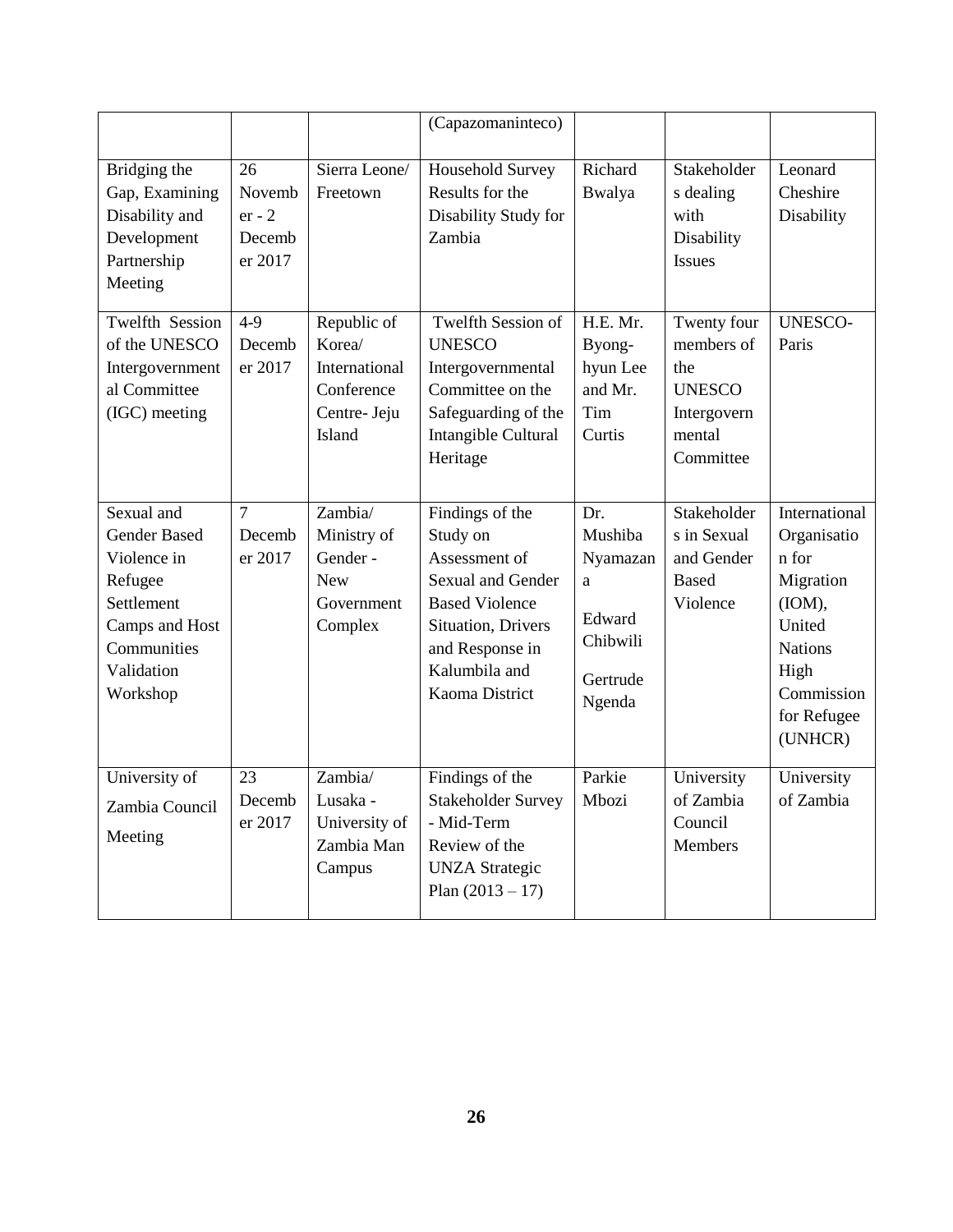| | | | (Capazomaninteco) | | | |
|---|---|---|---|---|---|---|
| Bridging the Gap, Examining Disability and Development Partnership Meeting | 26 November - 2 December 2017 | Sierra Leone/ Freetown | Household Survey Results for the Disability Study for Zambia | Richard Bwalya | Stakeholders dealing with Disability Issues | Leonard Cheshire Disability |
| Twelfth Session of the UNESCO Intergovernmental Committee (IGC) meeting | 4-9 December 2017 | Republic of Korea/ International Conference Centre- Jeju Island | Twelfth Session of UNESCO Intergovernmental Committee on the Safeguarding of the Intangible Cultural Heritage | H.E. Mr. Byong-hyun Lee and Mr. Tim Curtis | Twenty four members of the UNESCO Intergovernmental Committee | UNESCO-Paris |
| Sexual and Gender Based Violence in Refugee Settlement Camps and Host Communities Validation Workshop | 7 December 2017 | Zambia/ Ministry of Gender - New Government Complex | Findings of the Study on Assessment of Sexual and Gender Based Violence Situation, Drivers and Response in Kalumbila and Kaoma District | Dr. Mushiba Nyamazana<br>Edward Chibwili<br>Gertrude Ngenda | Stakeholders in Sexual and Gender Based Violence | International Organisation for Migration (IOM), United Nations High Commission for Refugee (UNHCR) |
| University of Zambia Council Meeting | 23 December 2017 | Zambia/ Lusaka - University of Zambia Man Campus | Findings of the Stakeholder Survey - Mid-Term Review of the UNZA Strategic Plan (2013 – 17) | Parkie Mbozi | University of Zambia Council Members | University of Zambia |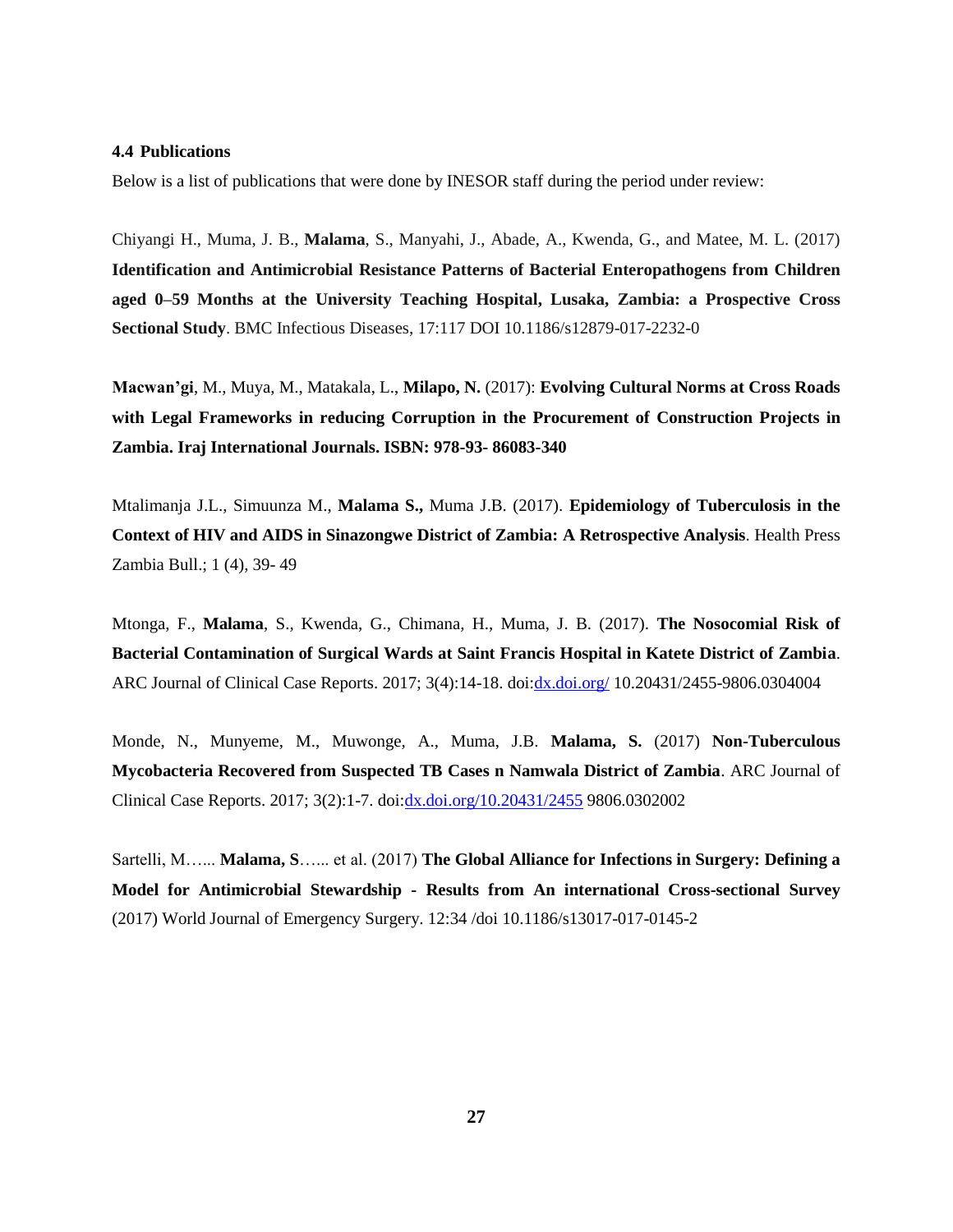### 4.4 Publications

Below is a list of publications that were done by INESOR staff during the period under review:

Chiyangi H., Muma, J. B., **Malama**, S., Manyahi, J., Abade, A., Kwenda, G., and Matee, M. L. (2017) **Identification and Antimicrobial Resistance Patterns of Bacterial Enteropathogens from Children aged 0–59 Months at the University Teaching Hospital, Lusaka, Zambia: a Prospective Cross Sectional Study**. BMC Infectious Diseases, 17:117 DOI 10.1186/s12879-017-2232-0

**Macwan'gi**, M., Muya, M., Matakala, L., **Milapo, N.** (2017): **Evolving Cultural Norms at Cross Roads with Legal Frameworks in reducing Corruption in the Procurement of Construction Projects in Zambia. Iraj International Journals. ISBN: 978-93- 86083-340**

Mtalimanja J.L., Simuunza M., **Malama S.,** Muma J.B. (2017). **Epidemiology of Tuberculosis in the Context of HIV and AIDS in Sinazongwe District of Zambia: A Retrospective Analysis**. Health Press Zambia Bull.; 1 (4), 39- 49

Mtonga, F., **Malama**, S., Kwenda, G., Chimana, H., Muma, J. B. (2017). **The Nosocomial Risk of Bacterial Contamination of Surgical Wards at Saint Francis Hospital in Katete District of Zambia**. ARC Journal of Clinical Case Reports. 2017; 3(4):14-18. doi:dx.doi.org/ 10.20431/2455-9806.0304004

Monde, N., Munyeme, M., Muwonge, A., Muma, J.B. **Malama, S.** (2017) **Non-Tuberculous Mycobacteria Recovered from Suspected TB Cases n Namwala District of Zambia**. ARC Journal of Clinical Case Reports. 2017; 3(2):1-7. doi:dx.doi.org/10.20431/2455 9806.0302002

Sartelli, M…... **Malama, S**…... et al. (2017) **The Global Alliance for Infections in Surgery: Defining a Model for Antimicrobial Stewardship - Results from An international Cross-sectional Survey** (2017) World Journal of Emergency Surgery. 12:34 /doi 10.1186/s13017-017-0145-2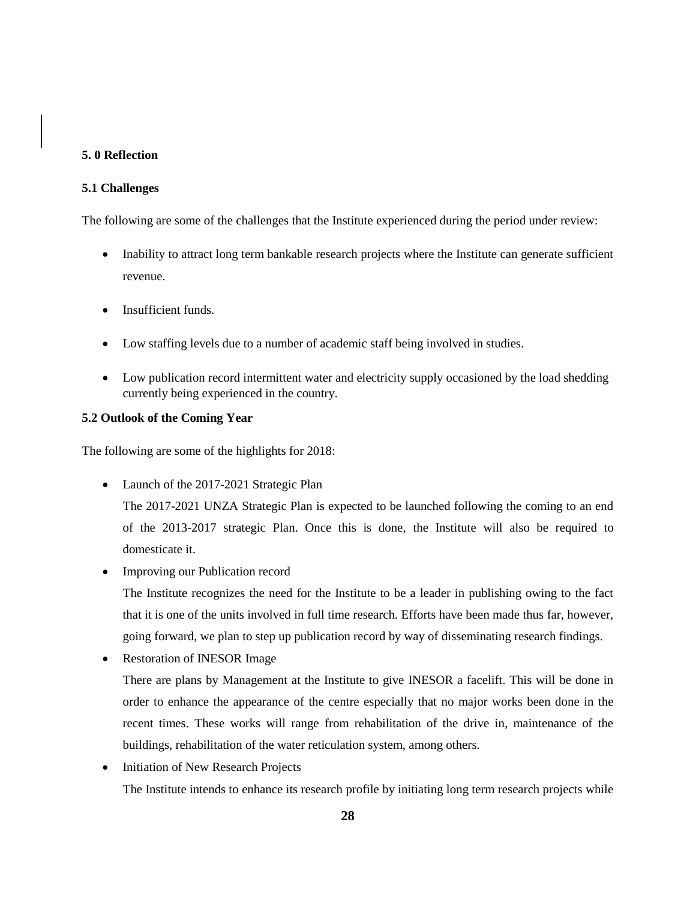## 5. 0 Reflection

### 5.1 Challenges

The following are some of the challenges that the Institute experienced during the period under review:

- Inability to attract long term bankable research projects where the Institute can generate sufficient revenue.
- Insufficient funds.
- Low staffing levels due to a number of academic staff being involved in studies.
- Low publication record intermittent water and electricity supply occasioned by the load shedding currently being experienced in the country.

### 5.2 Outlook of the Coming Year

The following are some of the highlights for 2018:

- Launch of the 2017-2021 Strategic Plan

  The 2017-2021 UNZA Strategic Plan is expected to be launched following the coming to an end of the 2013-2017 strategic Plan. Once this is done, the Institute will also be required to domesticate it.
- Improving our Publication record

  The Institute recognizes the need for the Institute to be a leader in publishing owing to the fact that it is one of the units involved in full time research. Efforts have been made thus far, however, going forward, we plan to step up publication record by way of disseminating research findings.
- Restoration of INESOR Image

  There are plans by Management at the Institute to give INESOR a facelift. This will be done in order to enhance the appearance of the centre especially that no major works been done in the recent times. These works will range from rehabilitation of the drive in, maintenance of the buildings, rehabilitation of the water reticulation system, among others.
- Initiation of New Research Projects

  The Institute intends to enhance its research profile by initiating long term research projects while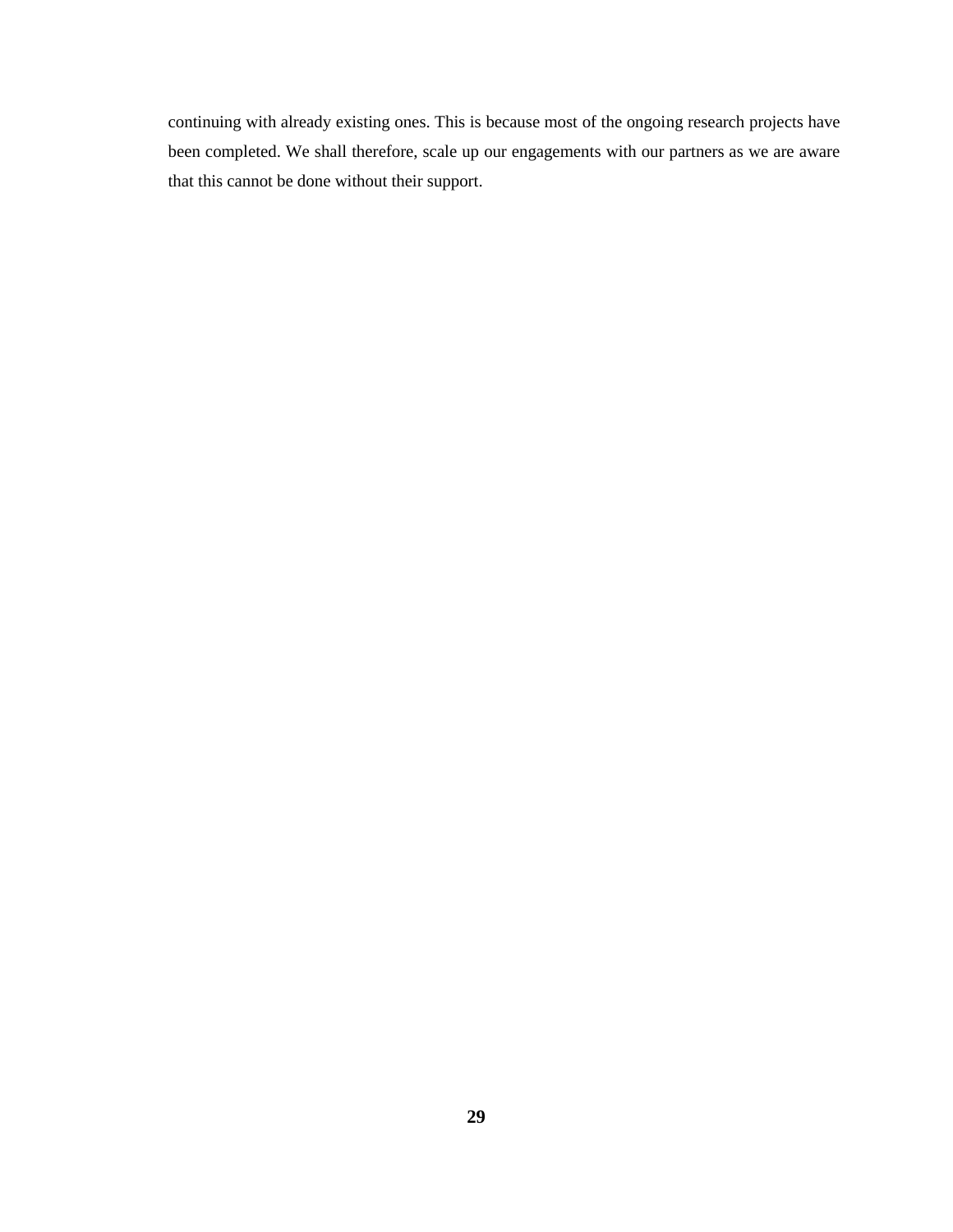continuing with already existing ones. This is because most of the ongoing research projects have been completed. We shall therefore, scale up our engagements with our partners as we are aware that this cannot be done without their support.